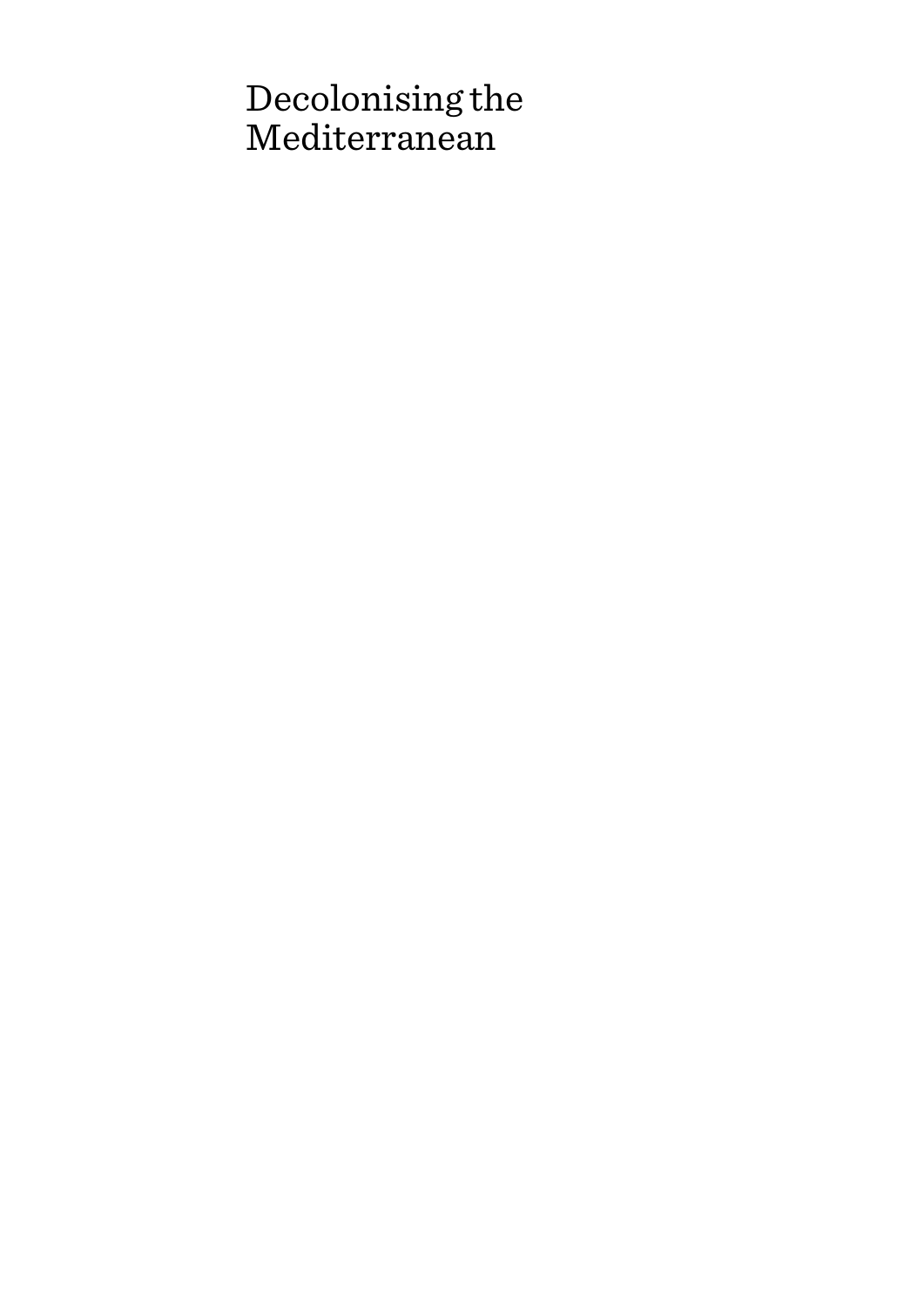# Decolonising the Mediterranean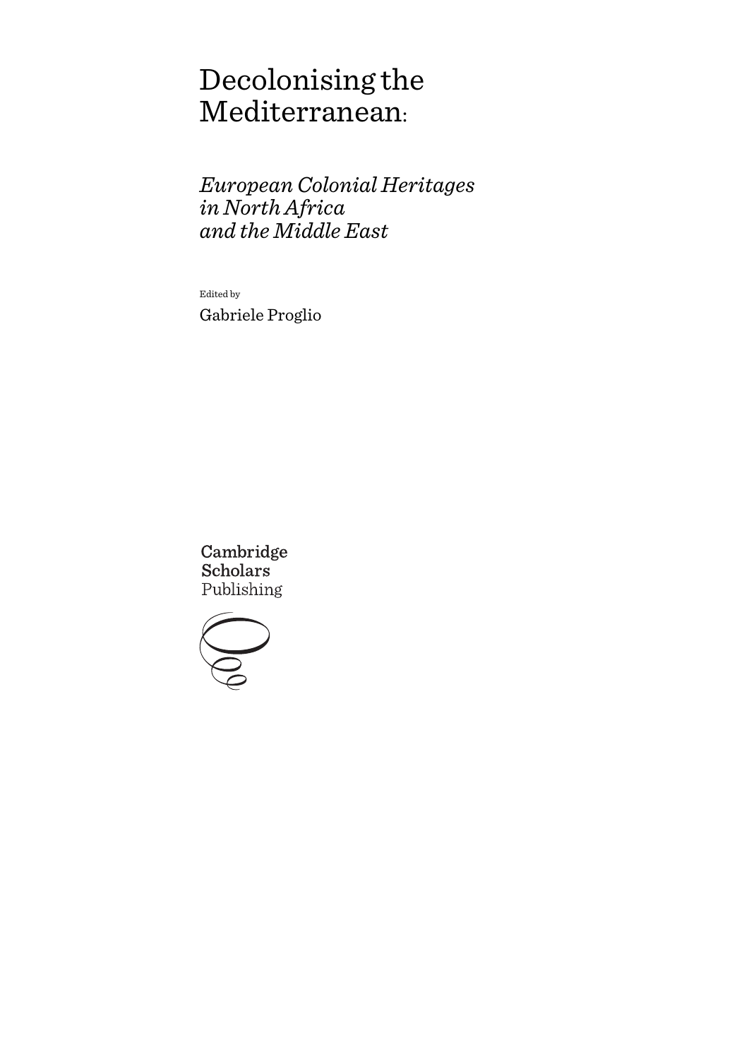# Decolonising the Mediterranean:

## *European Colonial Heritages in North Africa and the Middle East*

Edited by

Gabriele Proglio

Cambridge Scholars Publishing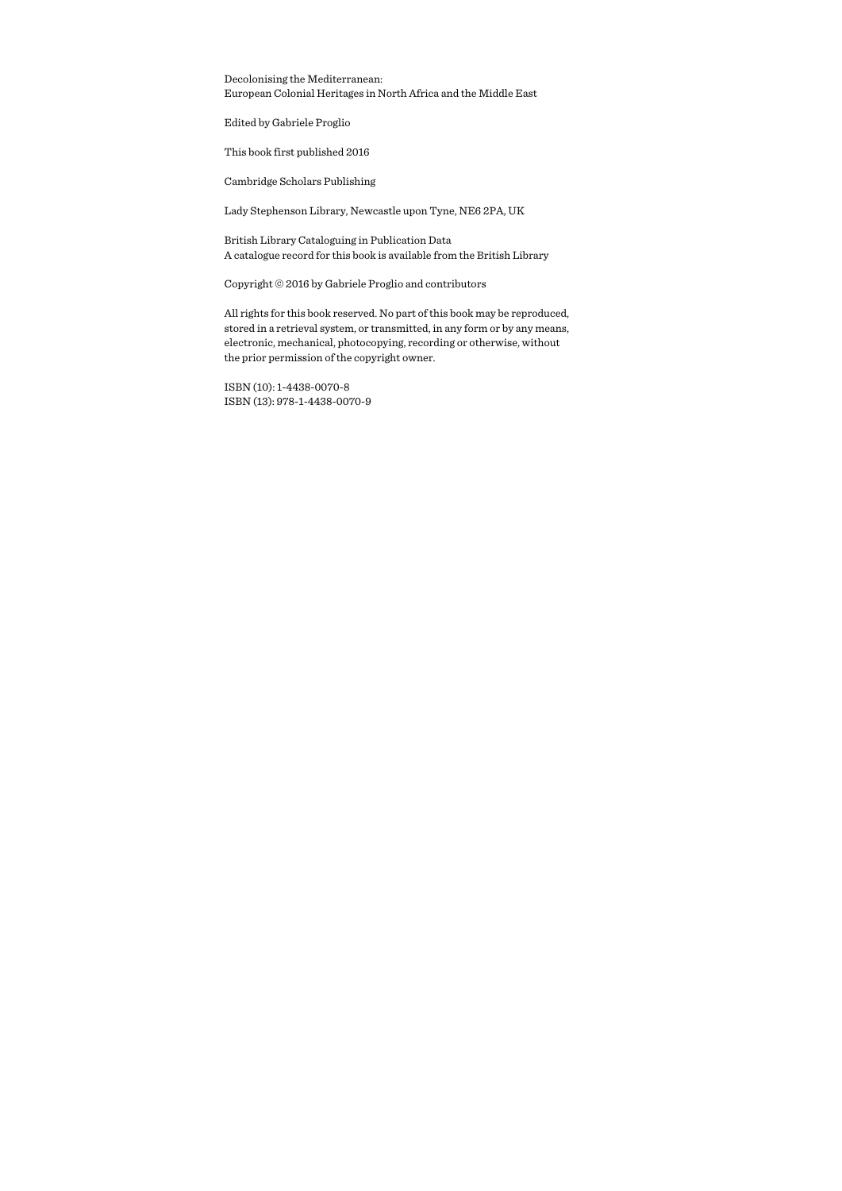Decolonising the Mediterranean:
European Colonial Heritages in North Africa and the Middle East

Edited by Gabriele Proglio

This book first published 2016

Cambridge Scholars Publishing

Lady Stephenson Library, Newcastle upon Tyne, NE6 2PA, UK

British Library Cataloguing in Publication Data
A catalogue record for this book is available from the British Library

Copyright © 2016 by Gabriele Proglio and contributors

All rights for this book reserved. No part of this book may be reproduced, stored in a retrieval system, or transmitted, in any form or by any means, electronic, mechanical, photocopying, recording or otherwise, without the prior permission of the copyright owner.

ISBN (10): 1-4438-0070-8
ISBN (13): 978-1-4438-0070-9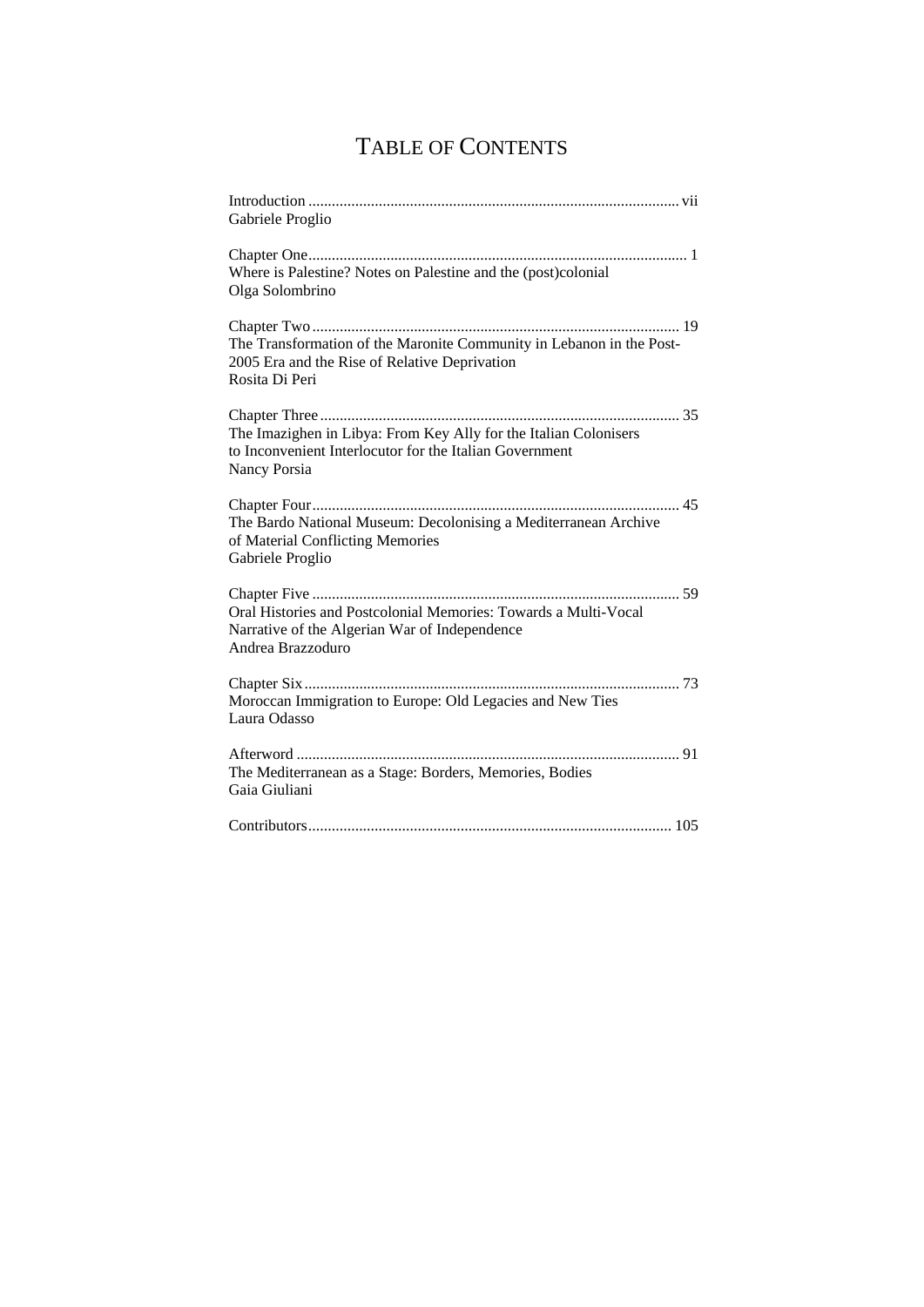# TABLE OF CONTENTS

Introduction ............................................................................................. vii
Gabriele Proglio

Chapter One............................................................................................... 1
Where is Palestine? Notes on Palestine and the (post)colonial
Olga Solombrino

Chapter Two ............................................................................................. 19
The Transformation of the Maronite Community in Lebanon in the Post-2005 Era and the Rise of Relative Deprivation
Rosita Di Peri

Chapter Three ........................................................................................... 35
The Imazighen in Libya: From Key Ally for the Italian Colonisers to Inconvenient Interlocutor for the Italian Government
Nancy Porsia

Chapter Four............................................................................................. 45
The Bardo National Museum: Decolonising a Mediterranean Archive of Material Conflicting Memories
Gabriele Proglio

Chapter Five ............................................................................................. 59
Oral Histories and Postcolonial Memories: Towards a Multi-Vocal Narrative of the Algerian War of Independence
Andrea Brazzoduro

Chapter Six............................................................................................... 73
Moroccan Immigration to Europe: Old Legacies and New Ties
Laura Odasso

Afterword ................................................................................................. 91
The Mediterranean as a Stage: Borders, Memories, Bodies
Gaia Giuliani

Contributors............................................................................................ 105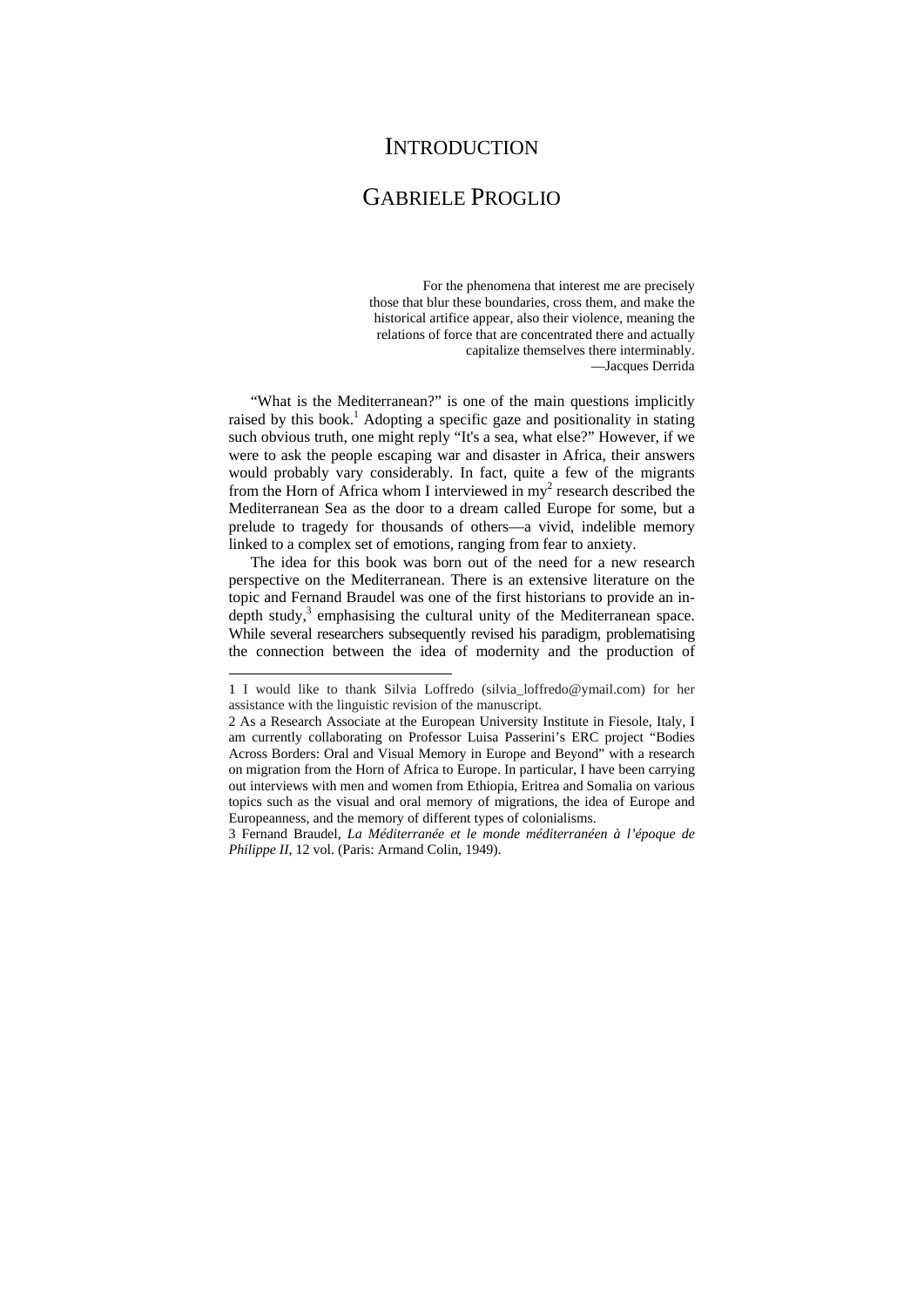# INTRODUCTION

## GABRIELE PROGLIO

> For the phenomena that interest me are precisely those that blur these boundaries, cross them, and make the historical artifice appear, also their violence, meaning the relations of force that are concentrated there and actually capitalize themselves there interminably.
>
> —Jacques Derrida

"What is the Mediterranean?" is one of the main questions implicitly raised by this book.[1] Adopting a specific gaze and positionality in stating such obvious truth, one might reply "It's a sea, what else?" However, if we were to ask the people escaping war and disaster in Africa, their answers would probably vary considerably. In fact, quite a few of the migrants from the Horn of Africa whom I interviewed in my[2] research described the Mediterranean Sea as the door to a dream called Europe for some, but a prelude to tragedy for thousands of others—a vivid, indelible memory linked to a complex set of emotions, ranging from fear to anxiety.

The idea for this book was born out of the need for a new research perspective on the Mediterranean. There is an extensive literature on the topic and Fernand Braudel was one of the first historians to provide an in-depth study,[3] emphasising the cultural unity of the Mediterranean space. While several researchers subsequently revised his paradigm, problematising the connection between the idea of modernity and the production of

---

1 I would like to thank Silvia Loffredo (silvia_loffredo@ymail.com) for her assistance with the linguistic revision of the manuscript.

2 As a Research Associate at the European University Institute in Fiesole, Italy, I am currently collaborating on Professor Luisa Passerini's ERC project "Bodies Across Borders: Oral and Visual Memory in Europe and Beyond" with a research on migration from the Horn of Africa to Europe. In particular, I have been carrying out interviews with men and women from Ethiopia, Eritrea and Somalia on various topics such as the visual and oral memory of migrations, the idea of Europe and Europeanness, and the memory of different types of colonialisms.

3 Fernand Braudel, *La Méditerranée et le monde méditerranéen à l'époque de Philippe II*, 12 vol. (Paris: Armand Colin, 1949).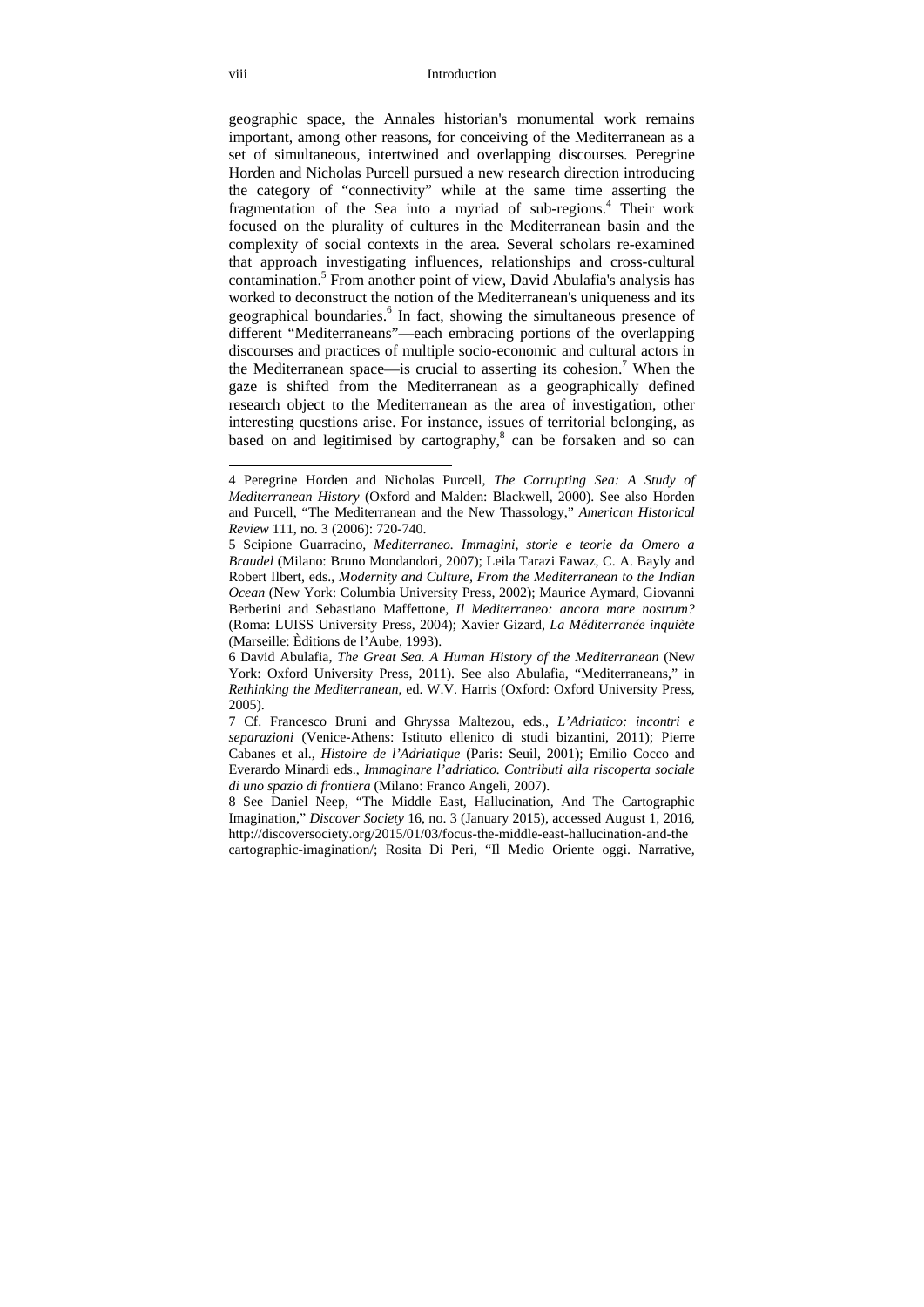geographic space, the Annales historian's monumental work remains important, among other reasons, for conceiving of the Mediterranean as a set of simultaneous, intertwined and overlapping discourses. Peregrine Horden and Nicholas Purcell pursued a new research direction introducing the category of "connectivity" while at the same time asserting the fragmentation of the Sea into a myriad of sub-regions.[4] Their work focused on the plurality of cultures in the Mediterranean basin and the complexity of social contexts in the area. Several scholars re-examined that approach investigating influences, relationships and cross-cultural contamination.[5] From another point of view, David Abulafia's analysis has worked to deconstruct the notion of the Mediterranean's uniqueness and its geographical boundaries.[6] In fact, showing the simultaneous presence of different "Mediterraneans"—each embracing portions of the overlapping discourses and practices of multiple socio-economic and cultural actors in the Mediterranean space—is crucial to asserting its cohesion.[7] When the gaze is shifted from the Mediterranean as a geographically defined research object to the Mediterranean as the area of investigation, other interesting questions arise. For instance, issues of territorial belonging, as based on and legitimised by cartography,[8] can be forsaken and so can

---

4 Peregrine Horden and Nicholas Purcell, *The Corrupting Sea: A Study of Mediterranean History* (Oxford and Malden: Blackwell, 2000). See also Horden and Purcell, "The Mediterranean and the New Thassology," *American Historical Review* 111, no. 3 (2006): 720-740.

5 Scipione Guarracino, *Mediterraneo. Immagini, storie e teorie da Omero a Braudel* (Milano: Bruno Mondandori, 2007); Leila Tarazi Fawaz, C. A. Bayly and Robert Ilbert, eds., *Modernity and Culture, From the Mediterranean to the Indian Ocean* (New York: Columbia University Press, 2002); Maurice Aymard, Giovanni Berberini and Sebastiano Maffettone, *Il Mediterraneo: ancora mare nostrum?* (Roma: LUISS University Press, 2004); Xavier Gizard, *La Méditerranée inquiète* (Marseille: Èditions de l'Aube, 1993).

6 David Abulafia, *The Great Sea. A Human History of the Mediterranean* (New York: Oxford University Press, 2011). See also Abulafia, "Mediterraneans," in *Rethinking the Mediterranean*, ed. W.V. Harris (Oxford: Oxford University Press, 2005).

7 Cf. Francesco Bruni and Ghryssa Maltezou, eds., *L'Adriatico: incontri e separazioni* (Venice-Athens: Istituto ellenico di studi bizantini, 2011); Pierre Cabanes et al., *Histoire de l'Adriatique* (Paris: Seuil, 2001); Emilio Cocco and Everardo Minardi eds., *Immaginare l'adriatico. Contributi alla riscoperta sociale di uno spazio di frontiera* (Milano: Franco Angeli, 2007).

8 See Daniel Neep, "The Middle East, Hallucination, And The Cartographic Imagination," *Discover Society* 16, no. 3 (January 2015), accessed August 1, 2016, http://discoversociety.org/2015/01/03/focus-the-middle-east-hallucination-and-the cartographic-imagination/; Rosita Di Peri, "Il Medio Oriente oggi. Narrative,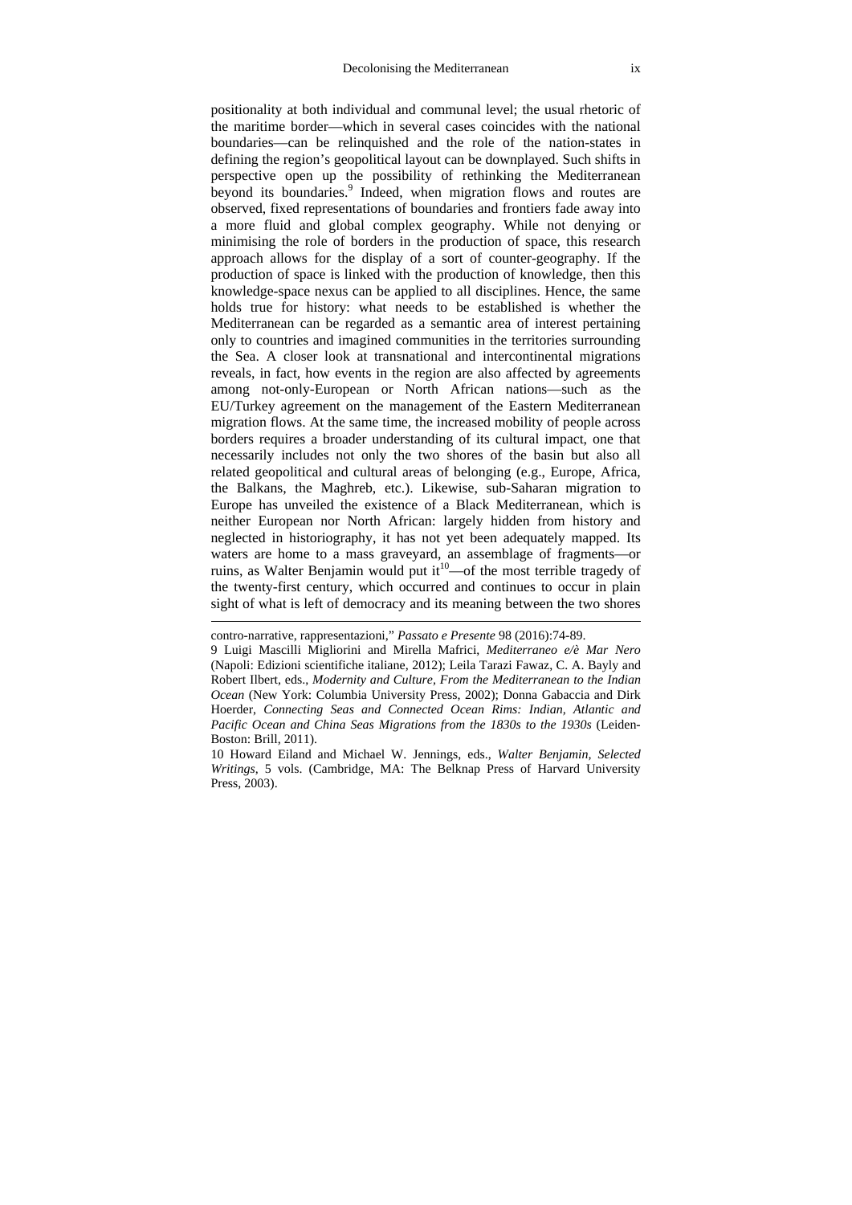positionality at both individual and communal level; the usual rhetoric of the maritime border—which in several cases coincides with the national boundaries—can be relinquished and the role of the nation-states in defining the region's geopolitical layout can be downplayed. Such shifts in perspective open up the possibility of rethinking the Mediterranean beyond its boundaries.[9] Indeed, when migration flows and routes are observed, fixed representations of boundaries and frontiers fade away into a more fluid and global complex geography. While not denying or minimising the role of borders in the production of space, this research approach allows for the display of a sort of counter-geography. If the production of space is linked with the production of knowledge, then this knowledge-space nexus can be applied to all disciplines. Hence, the same holds true for history: what needs to be established is whether the Mediterranean can be regarded as a semantic area of interest pertaining only to countries and imagined communities in the territories surrounding the Sea. A closer look at transnational and intercontinental migrations reveals, in fact, how events in the region are also affected by agreements among not-only-European or North African nations—such as the EU/Turkey agreement on the management of the Eastern Mediterranean migration flows. At the same time, the increased mobility of people across borders requires a broader understanding of its cultural impact, one that necessarily includes not only the two shores of the basin but also all related geopolitical and cultural areas of belonging (e.g., Europe, Africa, the Balkans, the Maghreb, etc.). Likewise, sub-Saharan migration to Europe has unveiled the existence of a Black Mediterranean, which is neither European nor North African: largely hidden from history and neglected in historiography, it has not yet been adequately mapped. Its waters are home to a mass graveyard, an assemblage of fragments—or ruins, as Walter Benjamin would put it[10]—of the most terrible tragedy of the twenty-first century, which occurred and continues to occur in plain sight of what is left of democracy and its meaning between the two shores

---

contro-narrative, rappresentazioni," *Passato e Presente* 98 (2016):74-89.

9 Luigi Mascilli Migliorini and Mirella Mafrici, *Mediterraneo e/è Mar Nero* (Napoli: Edizioni scientifiche italiane, 2012); Leila Tarazi Fawaz, C. A. Bayly and Robert Ilbert, eds., *Modernity and Culture, From the Mediterranean to the Indian Ocean* (New York: Columbia University Press, 2002); Donna Gabaccia and Dirk Hoerder, *Connecting Seas and Connected Ocean Rims: Indian, Atlantic and Pacific Ocean and China Seas Migrations from the 1830s to the 1930s* (Leiden-Boston: Brill, 2011).

10 Howard Eiland and Michael W. Jennings, eds., *Walter Benjamin, Selected Writings*, 5 vols. (Cambridge, MA: The Belknap Press of Harvard University Press, 2003).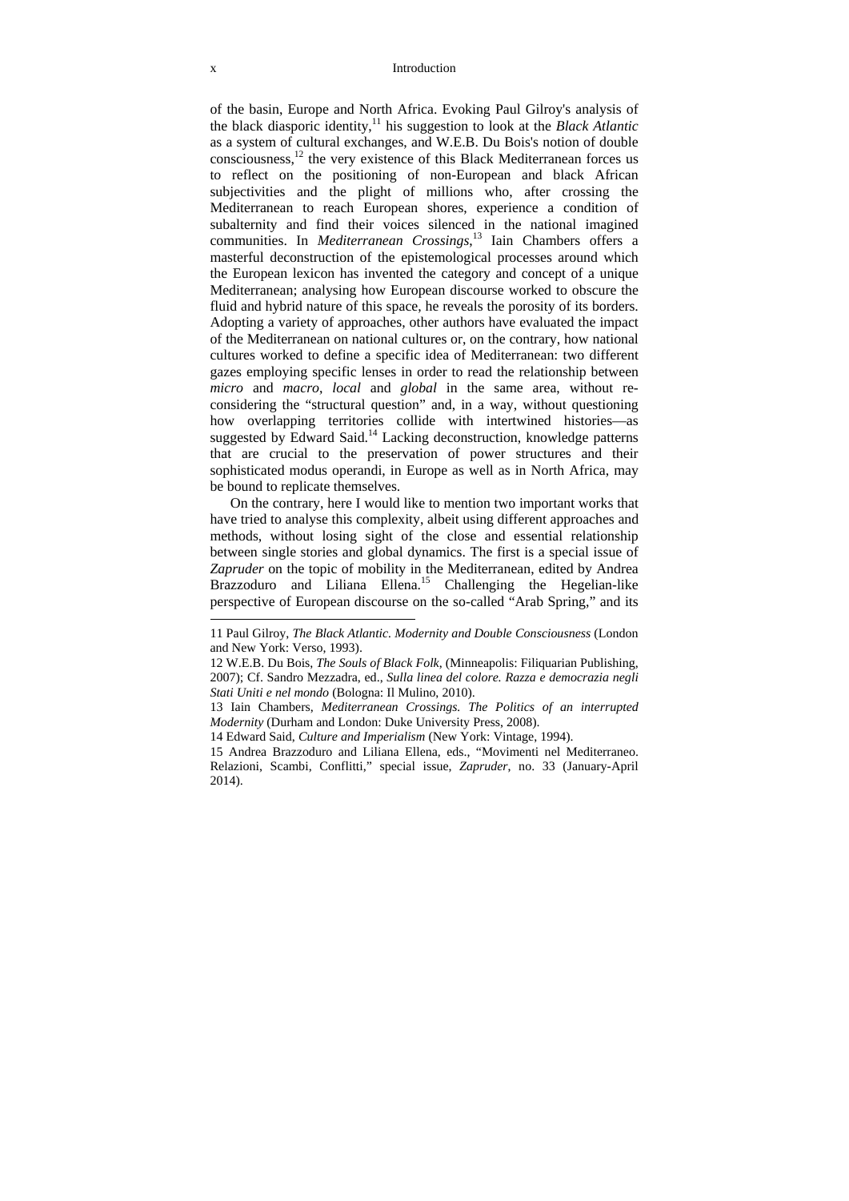of the basin, Europe and North Africa. Evoking Paul Gilroy's analysis of the black diasporic identity,[11] his suggestion to look at the *Black Atlantic* as a system of cultural exchanges, and W.E.B. Du Bois's notion of double consciousness,[12] the very existence of this Black Mediterranean forces us to reflect on the positioning of non-European and black African subjectivities and the plight of millions who, after crossing the Mediterranean to reach European shores, experience a condition of subalternity and find their voices silenced in the national imagined communities. In *Mediterranean Crossings*,[13] Iain Chambers offers a masterful deconstruction of the epistemological processes around which the European lexicon has invented the category and concept of a unique Mediterranean; analysing how European discourse worked to obscure the fluid and hybrid nature of this space, he reveals the porosity of its borders. Adopting a variety of approaches, other authors have evaluated the impact of the Mediterranean on national cultures or, on the contrary, how national cultures worked to define a specific idea of Mediterranean: two different gazes employing specific lenses in order to read the relationship between *micro* and *macro*, *local* and *global* in the same area, without re-considering the "structural question" and, in a way, without questioning how overlapping territories collide with intertwined histories—as suggested by Edward Said.[14] Lacking deconstruction, knowledge patterns that are crucial to the preservation of power structures and their sophisticated modus operandi, in Europe as well as in North Africa, may be bound to replicate themselves.

On the contrary, here I would like to mention two important works that have tried to analyse this complexity, albeit using different approaches and methods, without losing sight of the close and essential relationship between single stories and global dynamics. The first is a special issue of *Zapruder* on the topic of mobility in the Mediterranean, edited by Andrea Brazzoduro and Liliana Ellena.[15] Challenging the Hegelian-like perspective of European discourse on the so-called "Arab Spring," and its

---

11 Paul Gilroy, *The Black Atlantic. Modernity and Double Consciousness* (London and New York: Verso, 1993).

12 W.E.B. Du Bois, *The Souls of Black Folk*, (Minneapolis: Filiquarian Publishing, 2007); Cf. Sandro Mezzadra, ed., *Sulla linea del colore. Razza e democrazia negli Stati Uniti e nel mondo* (Bologna: Il Mulino, 2010).

13 Iain Chambers, *Mediterranean Crossings. The Politics of an interrupted Modernity* (Durham and London: Duke University Press, 2008).

14 Edward Said, *Culture and Imperialism* (New York: Vintage, 1994).

15 Andrea Brazzoduro and Liliana Ellena, eds., "Movimenti nel Mediterraneo. Relazioni, Scambi, Conflitti," special issue, *Zapruder*, no. 33 (January-April 2014).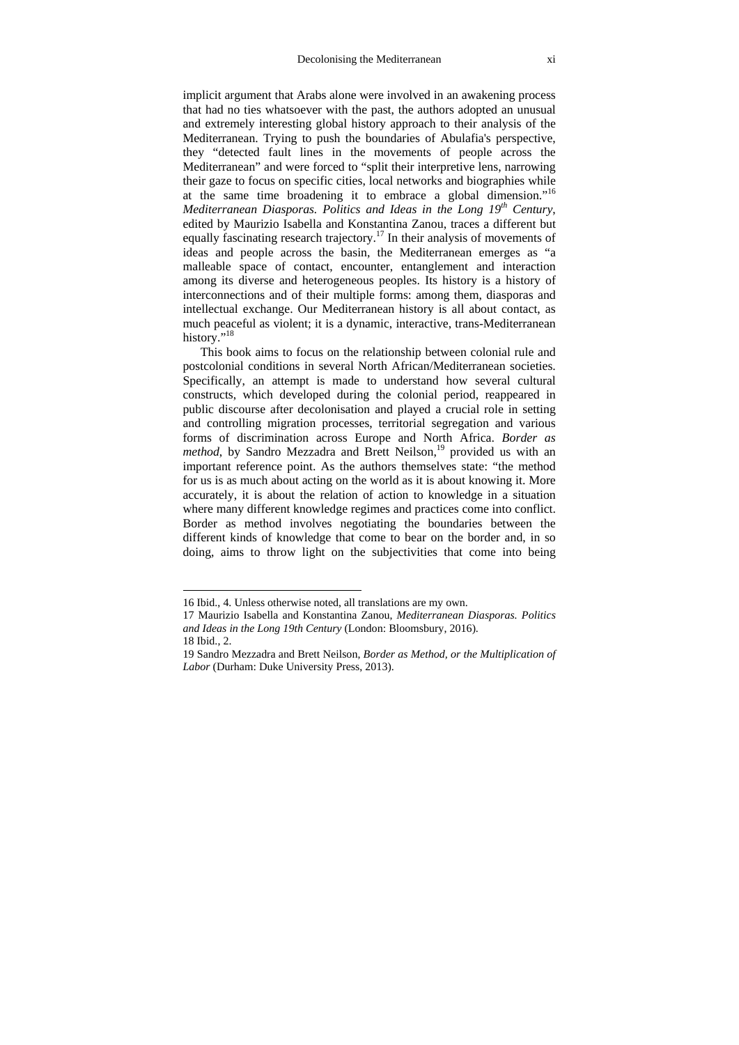implicit argument that Arabs alone were involved in an awakening process that had no ties whatsoever with the past, the authors adopted an unusual and extremely interesting global history approach to their analysis of the Mediterranean. Trying to push the boundaries of Abulafia's perspective, they "detected fault lines in the movements of people across the Mediterranean" and were forced to "split their interpretive lens, narrowing their gaze to focus on specific cities, local networks and biographies while at the same time broadening it to embrace a global dimension."[16] *Mediterranean Diasporas. Politics and Ideas in the Long 19th Century*, edited by Maurizio Isabella and Konstantina Zanou, traces a different but equally fascinating research trajectory.[17] In their analysis of movements of ideas and people across the basin, the Mediterranean emerges as "a malleable space of contact, encounter, entanglement and interaction among its diverse and heterogeneous peoples. Its history is a history of interconnections and of their multiple forms: among them, diasporas and intellectual exchange. Our Mediterranean history is all about contact, as much peaceful as violent; it is a dynamic, interactive, trans-Mediterranean history."[18]

This book aims to focus on the relationship between colonial rule and postcolonial conditions in several North African/Mediterranean societies. Specifically, an attempt is made to understand how several cultural constructs, which developed during the colonial period, reappeared in public discourse after decolonisation and played a crucial role in setting and controlling migration processes, territorial segregation and various forms of discrimination across Europe and North Africa. *Border as method*, by Sandro Mezzadra and Brett Neilson,[19] provided us with an important reference point. As the authors themselves state: "the method for us is as much about acting on the world as it is about knowing it. More accurately, it is about the relation of action to knowledge in a situation where many different knowledge regimes and practices come into conflict. Border as method involves negotiating the boundaries between the different kinds of knowledge that come to bear on the border and, in so doing, aims to throw light on the subjectivities that come into being

---

16 Ibid., 4. Unless otherwise noted, all translations are my own.

17 Maurizio Isabella and Konstantina Zanou, *Mediterranean Diasporas. Politics and Ideas in the Long 19th Century* (London: Bloomsbury, 2016).

18 Ibid., 2.

19 Sandro Mezzadra and Brett Neilson, *Border as Method, or the Multiplication of Labor* (Durham: Duke University Press, 2013).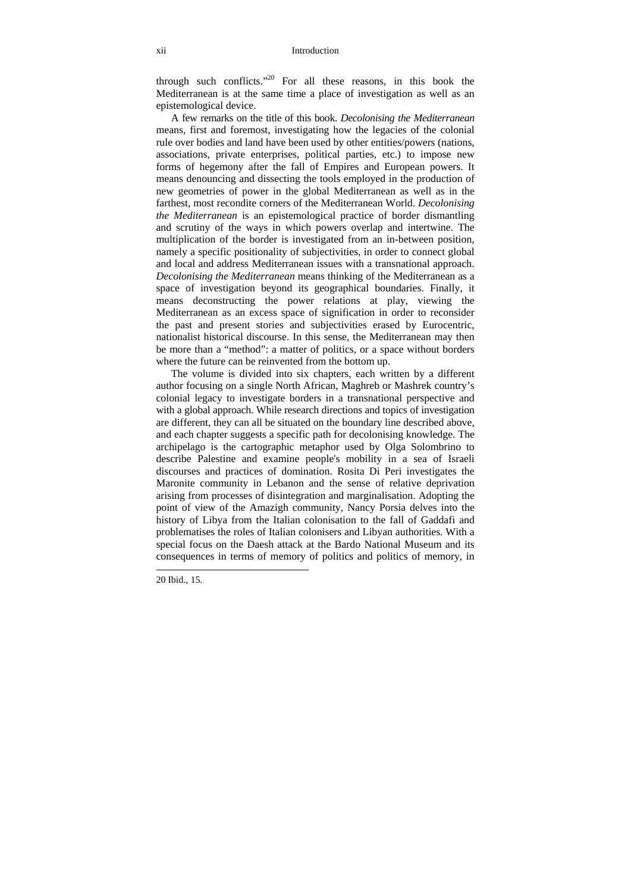through such conflicts."[20] For all these reasons, in this book the Mediterranean is at the same time a place of investigation as well as an epistemological device.

A few remarks on the title of this book. *Decolonising the Mediterranean* means, first and foremost, investigating how the legacies of the colonial rule over bodies and land have been used by other entities/powers (nations, associations, private enterprises, political parties, etc.) to impose new forms of hegemony after the fall of Empires and European powers. It means denouncing and dissecting the tools employed in the production of new geometries of power in the global Mediterranean as well as in the farthest, most recondite corners of the Mediterranean World. *Decolonising the Mediterranean* is an epistemological practice of border dismantling and scrutiny of the ways in which powers overlap and intertwine. The multiplication of the border is investigated from an in-between position, namely a specific positionality of subjectivities, in order to connect global and local and address Mediterranean issues with a transnational approach. *Decolonising the Mediterranean* means thinking of the Mediterranean as a space of investigation beyond its geographical boundaries. Finally, it means deconstructing the power relations at play, viewing the Mediterranean as an excess space of signification in order to reconsider the past and present stories and subjectivities erased by Eurocentric, nationalist historical discourse. In this sense, the Mediterranean may then be more than a "method": a matter of politics, or a space without borders where the future can be reinvented from the bottom up.

The volume is divided into six chapters, each written by a different author focusing on a single North African, Maghreb or Mashrek country's colonial legacy to investigate borders in a transnational perspective and with a global approach. While research directions and topics of investigation are different, they can all be situated on the boundary line described above, and each chapter suggests a specific path for decolonising knowledge. The archipelago is the cartographic metaphor used by Olga Solombrino to describe Palestine and examine people's mobility in a sea of Israeli discourses and practices of domination. Rosita Di Peri investigates the Maronite community in Lebanon and the sense of relative deprivation arising from processes of disintegration and marginalisation. Adopting the point of view of the Amazigh community, Nancy Porsia delves into the history of Libya from the Italian colonisation to the fall of Gaddafi and problematises the roles of Italian colonisers and Libyan authorities. With a special focus on the Daesh attack at the Bardo National Museum and its consequences in terms of memory of politics and politics of memory, in

20 Ibid., 15.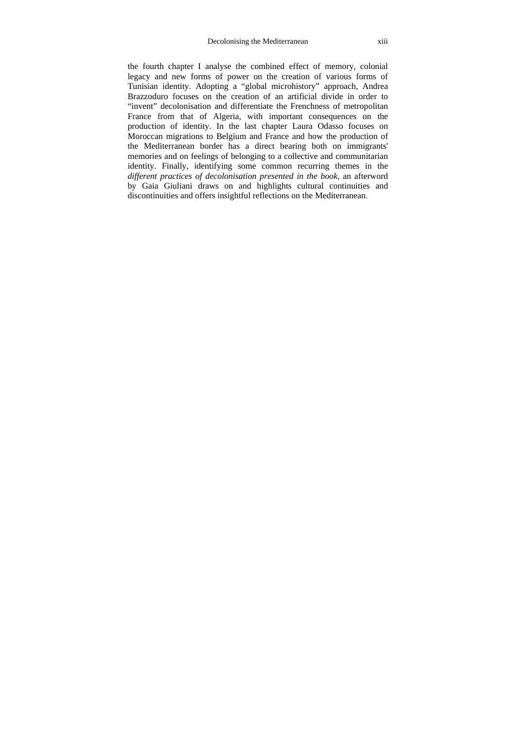the fourth chapter I analyse the combined effect of memory, colonial legacy and new forms of power on the creation of various forms of Tunisian identity. Adopting a "global microhistory" approach, Andrea Brazzoduro focuses on the creation of an artificial divide in order to "invent" decolonisation and differentiate the Frenchness of metropolitan France from that of Algeria, with important consequences on the production of identity. In the last chapter Laura Odasso focuses on Moroccan migrations to Belgium and France and how the production of the Mediterranean border has a direct bearing both on immigrants' memories and on feelings of belonging to a collective and communitarian identity. Finally, identifying some common recurring themes in the *different practices of decolonisation presented in the book*, an afterword by Gaia Giuliani draws on and highlights cultural continuities and discontinuities and offers insightful reflections on the Mediterranean.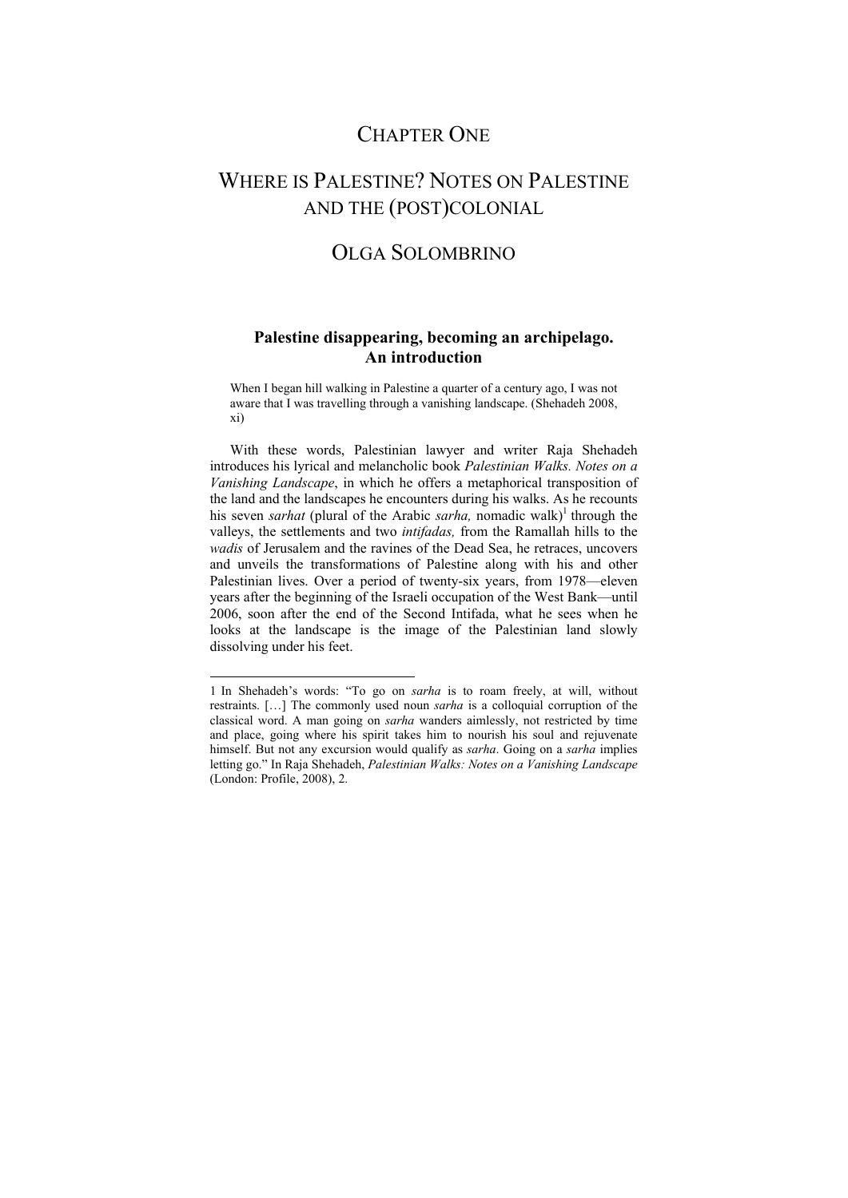# CHAPTER ONE

# WHERE IS PALESTINE? NOTES ON PALESTINE AND THE (POST)COLONIAL

## OLGA SOLOMBRINO

### Palestine disappearing, becoming an archipelago. An introduction

> When I began hill walking in Palestine a quarter of a century ago, I was not aware that I was travelling through a vanishing landscape. (Shehadeh 2008, xi)

With these words, Palestinian lawyer and writer Raja Shehadeh introduces his lyrical and melancholic book *Palestinian Walks. Notes on a Vanishing Landscape*, in which he offers a metaphorical transposition of the land and the landscapes he encounters during his walks. As he recounts his seven *sarhat* (plural of the Arabic *sarha,* nomadic walk)[1] through the valleys, the settlements and two *intifadas,* from the Ramallah hills to the *wadis* of Jerusalem and the ravines of the Dead Sea, he retraces, uncovers and unveils the transformations of Palestine along with his and other Palestinian lives. Over a period of twenty-six years, from 1978—eleven years after the beginning of the Israeli occupation of the West Bank—until 2006, soon after the end of the Second Intifada, what he sees when he looks at the landscape is the image of the Palestinian land slowly dissolving under his feet.

---

1 In Shehadeh's words: "To go on *sarha* is to roam freely, at will, without restraints. […] The commonly used noun *sarha* is a colloquial corruption of the classical word. A man going on *sarha* wanders aimlessly, not restricted by time and place, going where his spirit takes him to nourish his soul and rejuvenate himself. But not any excursion would qualify as *sarha*. Going on a *sarha* implies letting go." In Raja Shehadeh, *Palestinian Walks: Notes on a Vanishing Landscape* (London: Profile, 2008), 2.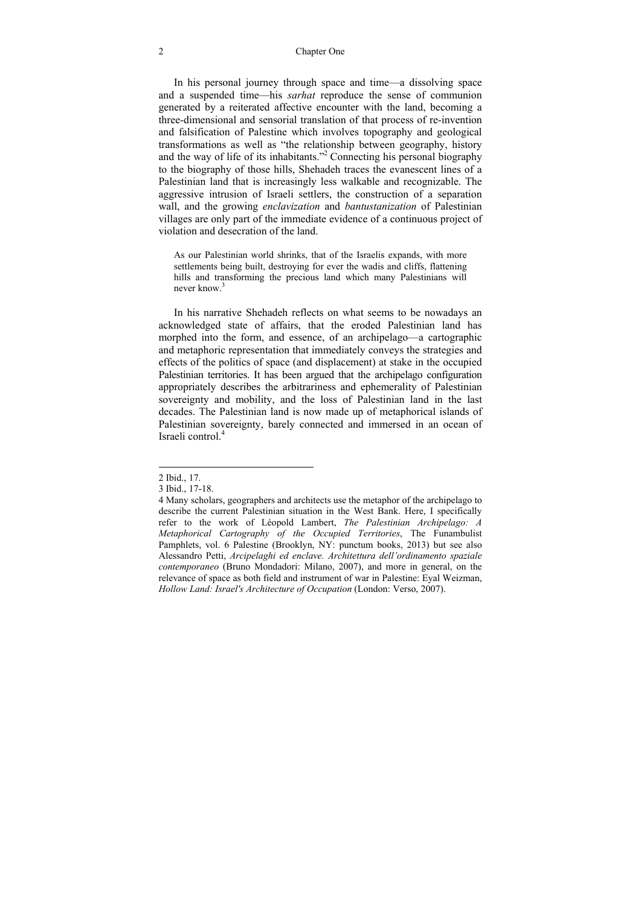In his personal journey through space and time—a dissolving space and a suspended time—his *sarhat* reproduce the sense of communion generated by a reiterated affective encounter with the land, becoming a three-dimensional and sensorial translation of that process of re-invention and falsification of Palestine which involves topography and geological transformations as well as "the relationship between geography, history and the way of life of its inhabitants."[2] Connecting his personal biography to the biography of those hills, Shehadeh traces the evanescent lines of a Palestinian land that is increasingly less walkable and recognizable. The aggressive intrusion of Israeli settlers, the construction of a separation wall, and the growing *enclavization* and *bantustanization* of Palestinian villages are only part of the immediate evidence of a continuous project of violation and desecration of the land.

> As our Palestinian world shrinks, that of the Israelis expands, with more settlements being built, destroying for ever the wadis and cliffs, flattening hills and transforming the precious land which many Palestinians will never know.[3]

In his narrative Shehadeh reflects on what seems to be nowadays an acknowledged state of affairs, that the eroded Palestinian land has morphed into the form, and essence, of an archipelago—a cartographic and metaphoric representation that immediately conveys the strategies and effects of the politics of space (and displacement) at stake in the occupied Palestinian territories. It has been argued that the archipelago configuration appropriately describes the arbitrariness and ephemerality of Palestinian sovereignty and mobility, and the loss of Palestinian land in the last decades. The Palestinian land is now made up of metaphorical islands of Palestinian sovereignty, barely connected and immersed in an ocean of Israeli control.[4]

---

2 Ibid., 17.

3 Ibid., 17-18.

4 Many scholars, geographers and architects use the metaphor of the archipelago to describe the current Palestinian situation in the West Bank. Here, I specifically refer to the work of Léopold Lambert, *The Palestinian Archipelago: A Metaphorical Cartography of the Occupied Territories*, The Funambulist Pamphlets, vol. 6 Palestine (Brooklyn, NY: punctum books, 2013) but see also Alessandro Petti, *Arcipelaghi ed enclave. Architettura dell'ordinamento spaziale contemporaneo* (Bruno Mondadori: Milano, 2007), and more in general, on the relevance of space as both field and instrument of war in Palestine: Eyal Weizman, *Hollow Land: Israel's Architecture of Occupation* (London: Verso, 2007).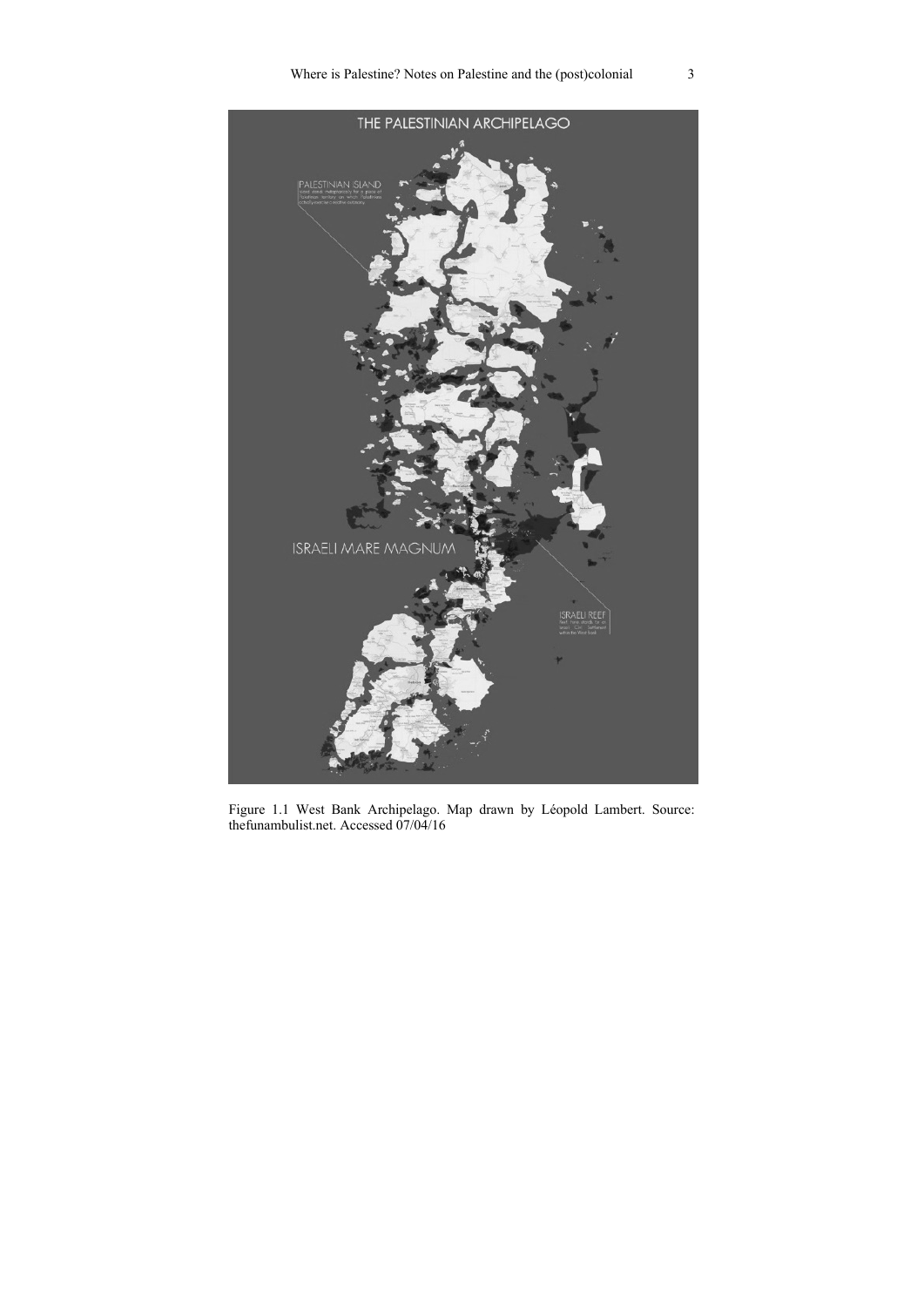Figure 1.1 West Bank Archipelago. Map drawn by Léopold Lambert. Source: thefunambulist.net. Accessed 07/04/16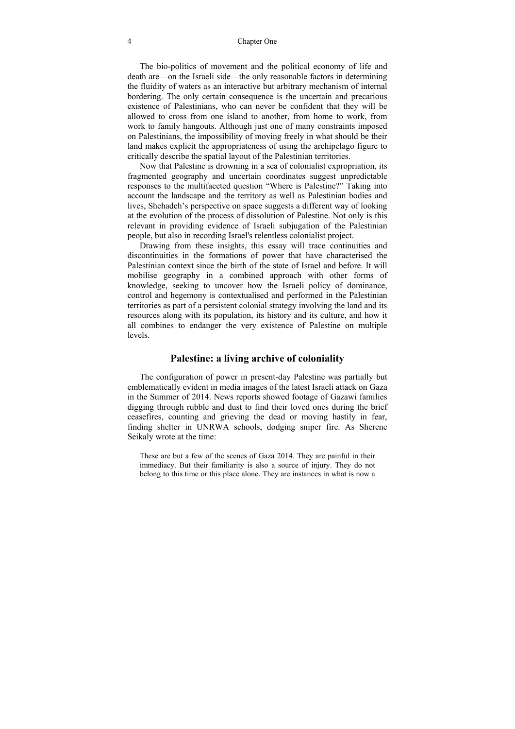The bio-politics of movement and the political economy of life and death are—on the Israeli side—the only reasonable factors in determining the fluidity of waters as an interactive but arbitrary mechanism of internal bordering. The only certain consequence is the uncertain and precarious existence of Palestinians, who can never be confident that they will be allowed to cross from one island to another, from home to work, from work to family hangouts. Although just one of many constraints imposed on Palestinians, the impossibility of moving freely in what should be their land makes explicit the appropriateness of using the archipelago figure to critically describe the spatial layout of the Palestinian territories.

Now that Palestine is drowning in a sea of colonialist expropriation, its fragmented geography and uncertain coordinates suggest unpredictable responses to the multifaceted question "Where is Palestine?" Taking into account the landscape and the territory as well as Palestinian bodies and lives, Shehadeh's perspective on space suggests a different way of looking at the evolution of the process of dissolution of Palestine. Not only is this relevant in providing evidence of Israeli subjugation of the Palestinian people, but also in recording Israel's relentless colonialist project.

Drawing from these insights, this essay will trace continuities and discontinuities in the formations of power that have characterised the Palestinian context since the birth of the state of Israel and before. It will mobilise geography in a combined approach with other forms of knowledge, seeking to uncover how the Israeli policy of dominance, control and hegemony is contextualised and performed in the Palestinian territories as part of a persistent colonial strategy involving the land and its resources along with its population, its history and its culture, and how it all combines to endanger the very existence of Palestine on multiple levels.

## Palestine: a living archive of coloniality

The configuration of power in present-day Palestine was partially but emblematically evident in media images of the latest Israeli attack on Gaza in the Summer of 2014. News reports showed footage of Gazawi families digging through rubble and dust to find their loved ones during the brief ceasefires, counting and grieving the dead or moving hastily in fear, finding shelter in UNRWA schools, dodging sniper fire. As Sherene Seikaly wrote at the time:

> These are but a few of the scenes of Gaza 2014. They are painful in their immediacy. But their familiarity is also a source of injury. They do not belong to this time or this place alone. They are instances in what is now a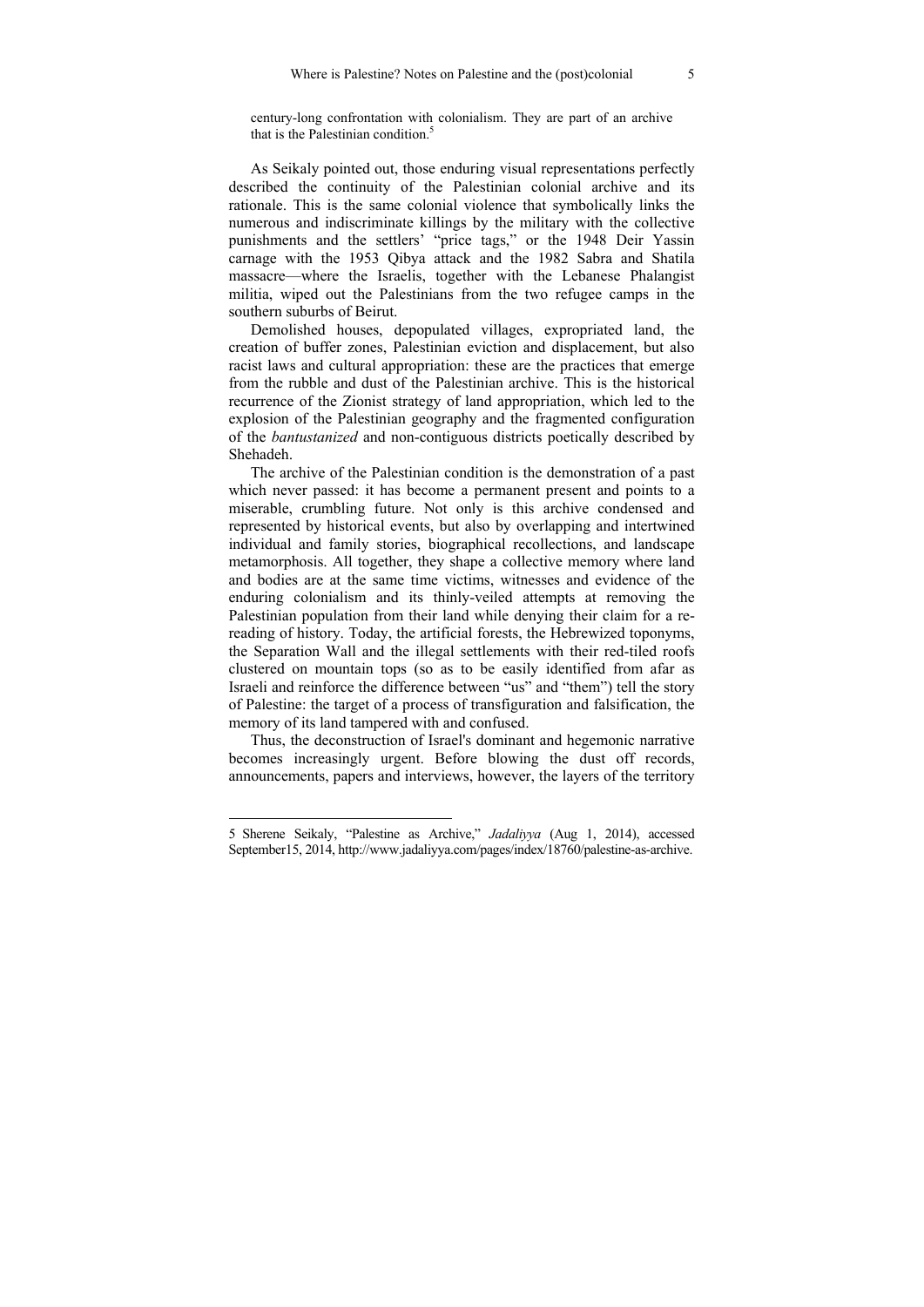century-long confrontation with colonialism. They are part of an archive that is the Palestinian condition.[5]

As Seikaly pointed out, those enduring visual representations perfectly described the continuity of the Palestinian colonial archive and its rationale. This is the same colonial violence that symbolically links the numerous and indiscriminate killings by the military with the collective punishments and the settlers' "price tags," or the 1948 Deir Yassin carnage with the 1953 Qibya attack and the 1982 Sabra and Shatila massacre—where the Israelis, together with the Lebanese Phalangist militia, wiped out the Palestinians from the two refugee camps in the southern suburbs of Beirut.

Demolished houses, depopulated villages, expropriated land, the creation of buffer zones, Palestinian eviction and displacement, but also racist laws and cultural appropriation: these are the practices that emerge from the rubble and dust of the Palestinian archive. This is the historical recurrence of the Zionist strategy of land appropriation, which led to the explosion of the Palestinian geography and the fragmented configuration of the *bantustanized* and non-contiguous districts poetically described by Shehadeh.

The archive of the Palestinian condition is the demonstration of a past which never passed: it has become a permanent present and points to a miserable, crumbling future. Not only is this archive condensed and represented by historical events, but also by overlapping and intertwined individual and family stories, biographical recollections, and landscape metamorphosis. All together, they shape a collective memory where land and bodies are at the same time victims, witnesses and evidence of the enduring colonialism and its thinly-veiled attempts at removing the Palestinian population from their land while denying their claim for a re-reading of history. Today, the artificial forests, the Hebrewized toponyms, the Separation Wall and the illegal settlements with their red-tiled roofs clustered on mountain tops (so as to be easily identified from afar as Israeli and reinforce the difference between "us" and "them") tell the story of Palestine: the target of a process of transfiguration and falsification, the memory of its land tampered with and confused.

Thus, the deconstruction of Israel's dominant and hegemonic narrative becomes increasingly urgent. Before blowing the dust off records, announcements, papers and interviews, however, the layers of the territory

---

5 Sherene Seikaly, "Palestine as Archive," *Jadaliyya* (Aug 1, 2014), accessed September15, 2014, http://www.jadaliyya.com/pages/index/18760/palestine-as-archive.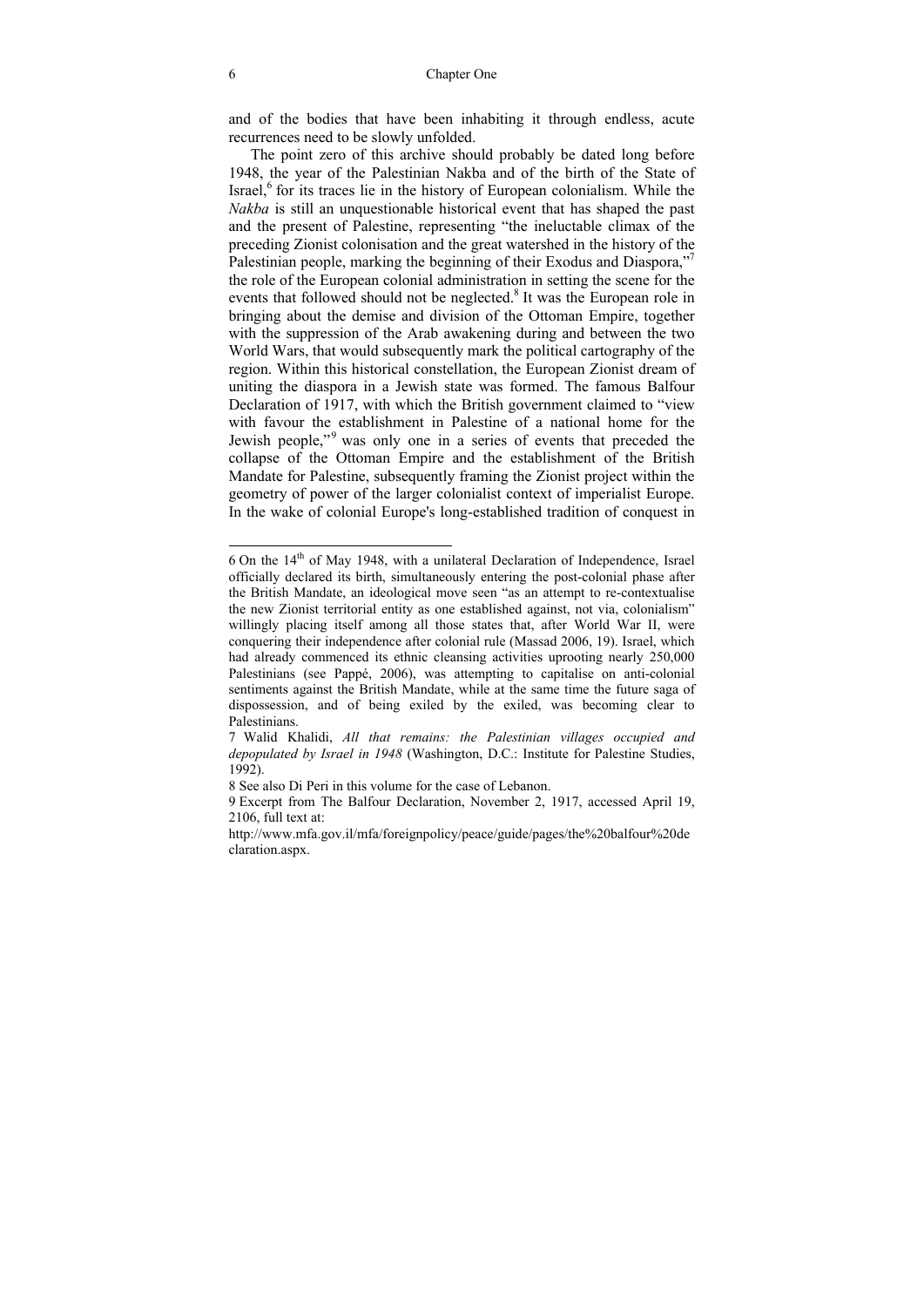and of the bodies that have been inhabiting it through endless, acute recurrences need to be slowly unfolded.

The point zero of this archive should probably be dated long before 1948, the year of the Palestinian Nakba and of the birth of the State of Israel,[6] for its traces lie in the history of European colonialism. While the *Nakba* is still an unquestionable historical event that has shaped the past and the present of Palestine, representing "the ineluctable climax of the preceding Zionist colonisation and the great watershed in the history of the Palestinian people, marking the beginning of their Exodus and Diaspora,"[7] the role of the European colonial administration in setting the scene for the events that followed should not be neglected.[8] It was the European role in bringing about the demise and division of the Ottoman Empire, together with the suppression of the Arab awakening during and between the two World Wars, that would subsequently mark the political cartography of the region. Within this historical constellation, the European Zionist dream of uniting the diaspora in a Jewish state was formed. The famous Balfour Declaration of 1917, with which the British government claimed to "view with favour the establishment in Palestine of a national home for the Jewish people,"[9] was only one in a series of events that preceded the collapse of the Ottoman Empire and the establishment of the British Mandate for Palestine, subsequently framing the Zionist project within the geometry of power of the larger colonialist context of imperialist Europe. In the wake of colonial Europe's long-established tradition of conquest in

---

6 On the 14th of May 1948, with a unilateral Declaration of Independence, Israel officially declared its birth, simultaneously entering the post-colonial phase after the British Mandate, an ideological move seen "as an attempt to re-contextualise the new Zionist territorial entity as one established against, not via, colonialism" willingly placing itself among all those states that, after World War II, were conquering their independence after colonial rule (Massad 2006, 19). Israel, which had already commenced its ethnic cleansing activities uprooting nearly 250,000 Palestinians (see Pappé, 2006), was attempting to capitalise on anti-colonial sentiments against the British Mandate, while at the same time the future saga of dispossession, and of being exiled by the exiled, was becoming clear to Palestinians.

7 Walid Khalidi, *All that remains: the Palestinian villages occupied and depopulated by Israel in 1948* (Washington, D.C.: Institute for Palestine Studies, 1992).

8 See also Di Peri in this volume for the case of Lebanon.

9 Excerpt from The Balfour Declaration, November 2, 1917, accessed April 19, 2106, full text at:

http://www.mfa.gov.il/mfa/foreignpolicy/peace/guide/pages/the%20balfour%20declaration.aspx.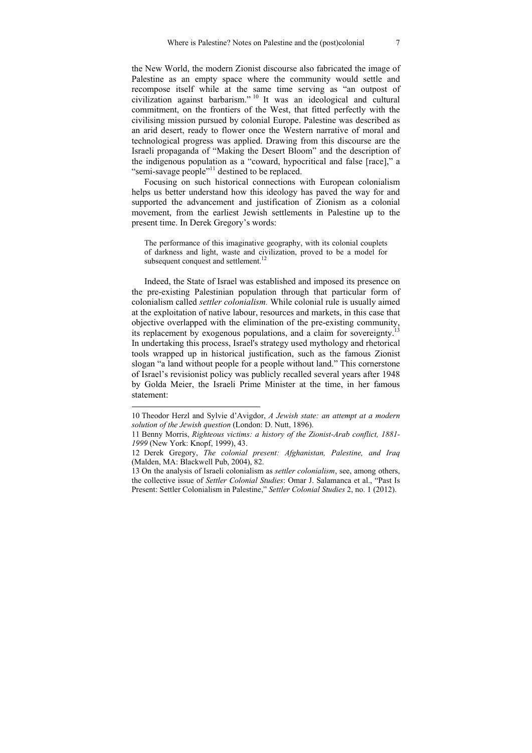the New World, the modern Zionist discourse also fabricated the image of Palestine as an empty space where the community would settle and recompose itself while at the same time serving as "an outpost of civilization against barbarism."[10] It was an ideological and cultural commitment, on the frontiers of the West, that fitted perfectly with the civilising mission pursued by colonial Europe. Palestine was described as an arid desert, ready to flower once the Western narrative of moral and technological progress was applied. Drawing from this discourse are the Israeli propaganda of "Making the Desert Bloom" and the description of the indigenous population as a "coward, hypocritical and false [race]," a "semi-savage people"[11] destined to be replaced.

Focusing on such historical connections with European colonialism helps us better understand how this ideology has paved the way for and supported the advancement and justification of Zionism as a colonial movement, from the earliest Jewish settlements in Palestine up to the present time. In Derek Gregory's words:

> The performance of this imaginative geography, with its colonial couplets of darkness and light, waste and civilization, proved to be a model for subsequent conquest and settlement.[12]

Indeed, the State of Israel was established and imposed its presence on the pre-existing Palestinian population through that particular form of colonialism called *settler colonialism.* While colonial rule is usually aimed at the exploitation of native labour, resources and markets, in this case that objective overlapped with the elimination of the pre-existing community, its replacement by exogenous populations, and a claim for sovereignty.[13] In undertaking this process, Israel's strategy used mythology and rhetorical tools wrapped up in historical justification, such as the famous Zionist slogan "a land without people for a people without land." This cornerstone of Israel's revisionist policy was publicly recalled several years after 1948 by Golda Meier, the Israeli Prime Minister at the time, in her famous statement:

---

10 Theodor Herzl and Sylvie d'Avigdor, *A Jewish state: an attempt at a modern solution of the Jewish question* (London: D. Nutt, 1896).

11 Benny Morris, *Righteous victims: a history of the Zionist-Arab conflict, 1881-1999* (New York: Knopf, 1999), 43.

12 Derek Gregory, *The colonial present: Afghanistan, Palestine, and Iraq* (Malden, MA: Blackwell Pub, 2004), 82.

13 On the analysis of Israeli colonialism as *settler colonialism*, see, among others, the collective issue of *Settler Colonial Studies*: Omar J. Salamanca et al., "Past Is Present: Settler Colonialism in Palestine," *Settler Colonial Studies* 2, no. 1 (2012).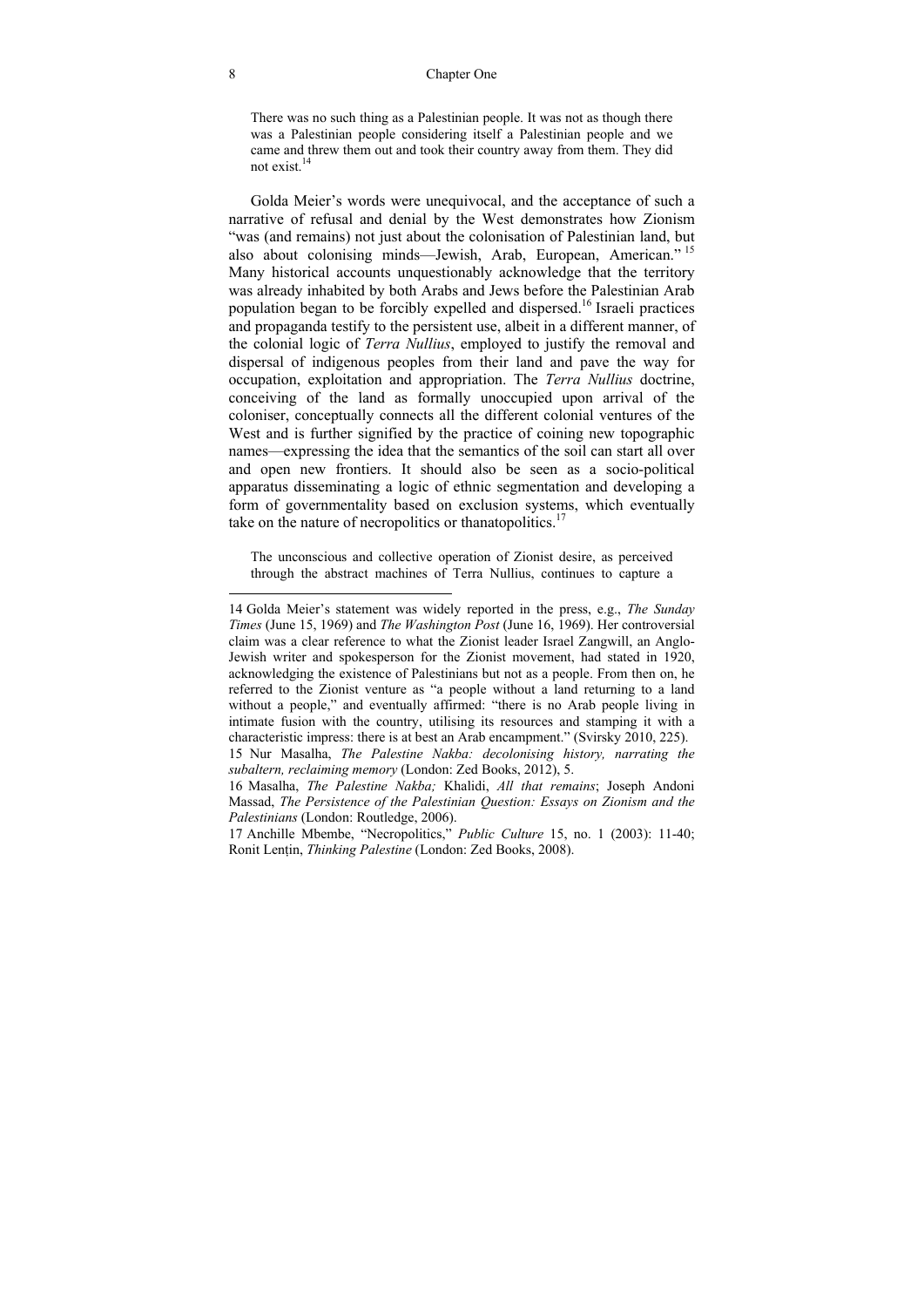> There was no such thing as a Palestinian people. It was not as though there was a Palestinian people considering itself a Palestinian people and we came and threw them out and took their country away from them. They did not exist.[14]

Golda Meier's words were unequivocal, and the acceptance of such a narrative of refusal and denial by the West demonstrates how Zionism "was (and remains) not just about the colonisation of Palestinian land, but also about colonising minds—Jewish, Arab, European, American."[15] Many historical accounts unquestionably acknowledge that the territory was already inhabited by both Arabs and Jews before the Palestinian Arab population began to be forcibly expelled and dispersed.[16] Israeli practices and propaganda testify to the persistent use, albeit in a different manner, of the colonial logic of *Terra Nullius*, employed to justify the removal and dispersal of indigenous peoples from their land and pave the way for occupation, exploitation and appropriation. The *Terra Nullius* doctrine, conceiving of the land as formally unoccupied upon arrival of the coloniser, conceptually connects all the different colonial ventures of the West and is further signified by the practice of coining new topographic names—expressing the idea that the semantics of the soil can start all over and open new frontiers. It should also be seen as a socio-political apparatus disseminating a logic of ethnic segmentation and developing a form of governmentality based on exclusion systems, which eventually take on the nature of necropolitics or thanatopolitics.[17]

> The unconscious and collective operation of Zionist desire, as perceived through the abstract machines of Terra Nullius, continues to capture a

---

14 Golda Meier's statement was widely reported in the press, e.g., *The Sunday Times* (June 15, 1969) and *The Washington Post* (June 16, 1969). Her controversial claim was a clear reference to what the Zionist leader Israel Zangwill, an Anglo-Jewish writer and spokesperson for the Zionist movement, had stated in 1920, acknowledging the existence of Palestinians but not as a people. From then on, he referred to the Zionist venture as "a people without a land returning to a land without a people," and eventually affirmed: "there is no Arab people living in intimate fusion with the country, utilising its resources and stamping it with a characteristic impress: there is at best an Arab encampment." (Svirsky 2010, 225).

15 Nur Masalha, *The Palestine Nakba: decolonising history, narrating the subaltern, reclaiming memory* (London: Zed Books, 2012), 5.

16 Masalha, *The Palestine Nakba;* Khalidi, *All that remains*; Joseph Andoni Massad, *The Persistence of the Palestinian Question: Essays on Zionism and the Palestinians* (London: Routledge, 2006).

17 Anchille Mbembe, "Necropolitics," *Public Culture* 15, no. 1 (2003): 11-40; Ronit Lențin, *Thinking Palestine* (London: Zed Books, 2008).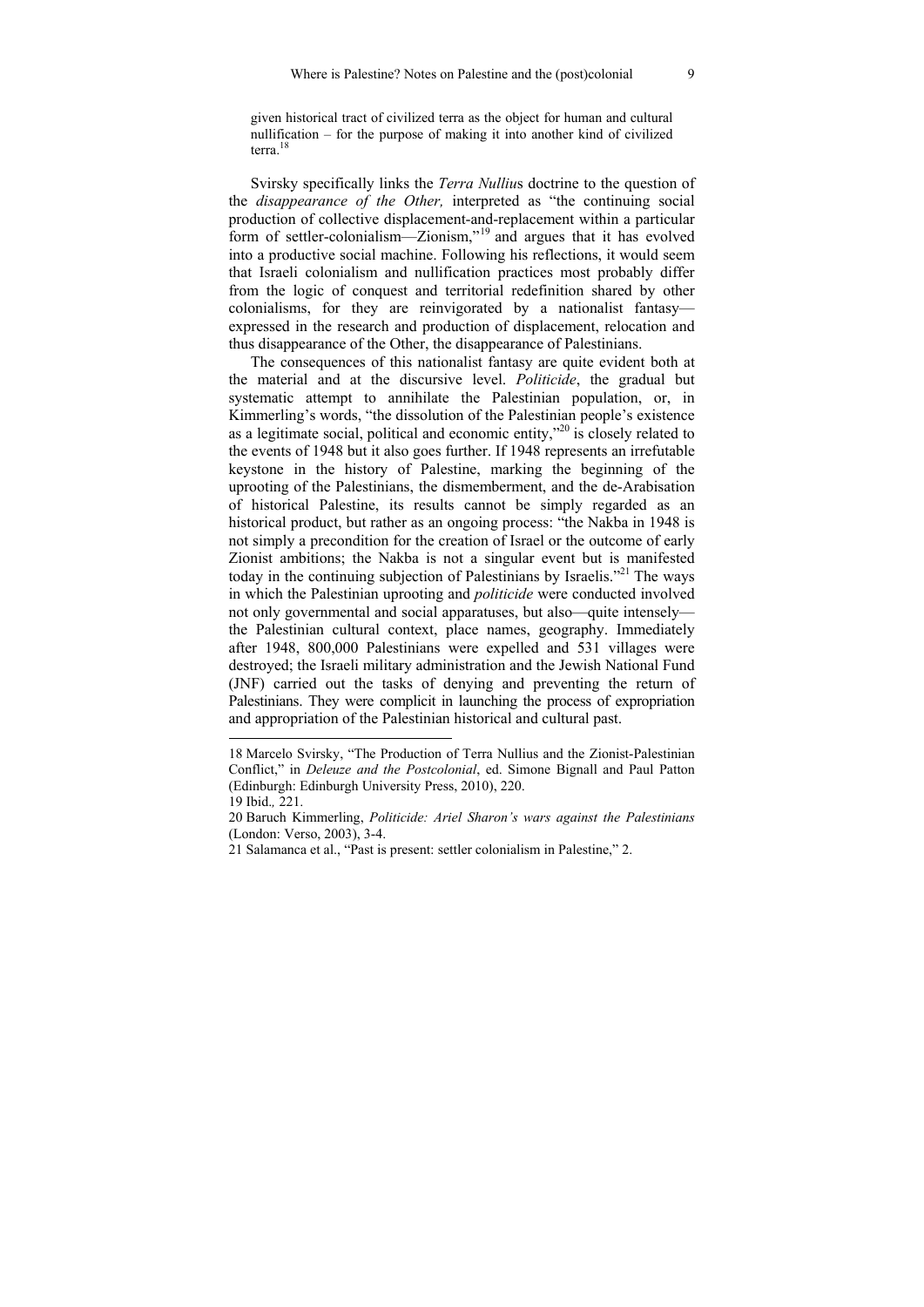> given historical tract of civilized terra as the object for human and cultural nullification – for the purpose of making it into another kind of civilized terra.[18]

Svirsky specifically links the *Terra Nullius* doctrine to the question of the *disappearance of the Other,* interpreted as "the continuing social production of collective displacement-and-replacement within a particular form of settler-colonialism—Zionism,"[19] and argues that it has evolved into a productive social machine. Following his reflections, it would seem that Israeli colonialism and nullification practices most probably differ from the logic of conquest and territorial redefinition shared by other colonialisms, for they are reinvigorated by a nationalist fantasy—expressed in the research and production of displacement, relocation and thus disappearance of the Other, the disappearance of Palestinians.

The consequences of this nationalist fantasy are quite evident both at the material and at the discursive level. *Politicide*, the gradual but systematic attempt to annihilate the Palestinian population, or, in Kimmerling's words, "the dissolution of the Palestinian people's existence as a legitimate social, political and economic entity,"[20] is closely related to the events of 1948 but it also goes further. If 1948 represents an irrefutable keystone in the history of Palestine, marking the beginning of the uprooting of the Palestinians, the dismemberment, and the de-Arabisation of historical Palestine, its results cannot be simply regarded as an historical product, but rather as an ongoing process: "the Nakba in 1948 is not simply a precondition for the creation of Israel or the outcome of early Zionist ambitions; the Nakba is not a singular event but is manifested today in the continuing subjection of Palestinians by Israelis."[21] The ways in which the Palestinian uprooting and *politicide* were conducted involved not only governmental and social apparatuses, but also—quite intensely—the Palestinian cultural context, place names, geography. Immediately after 1948, 800,000 Palestinians were expelled and 531 villages were destroyed; the Israeli military administration and the Jewish National Fund (JNF) carried out the tasks of denying and preventing the return of Palestinians. They were complicit in launching the process of expropriation and appropriation of the Palestinian historical and cultural past.

---

18 Marcelo Svirsky, "The Production of Terra Nullius and the Zionist-Palestinian Conflict," in *Deleuze and the Postcolonial*, ed. Simone Bignall and Paul Patton (Edinburgh: Edinburgh University Press, 2010), 220.

19 Ibid., 221.

20 Baruch Kimmerling, *Politicide: Ariel Sharon's wars against the Palestinians* (London: Verso, 2003), 3-4.

21 Salamanca et al., "Past is present: settler colonialism in Palestine," 2.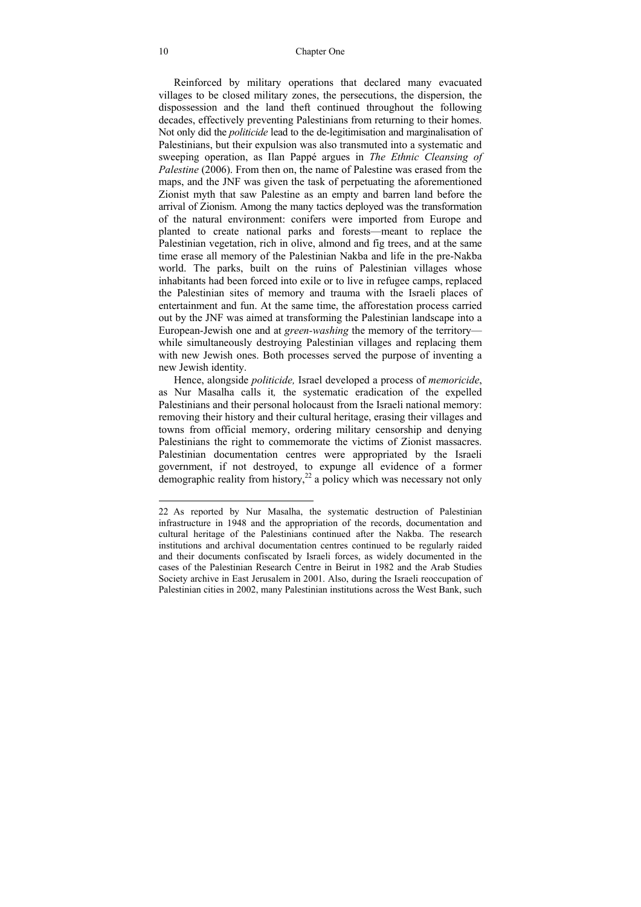Reinforced by military operations that declared many evacuated villages to be closed military zones, the persecutions, the dispersion, the dispossession and the land theft continued throughout the following decades, effectively preventing Palestinians from returning to their homes. Not only did the *politicide* lead to the de-legitimisation and marginalisation of Palestinians, but their expulsion was also transmuted into a systematic and sweeping operation, as Ilan Pappé argues in *The Ethnic Cleansing of Palestine* (2006). From then on, the name of Palestine was erased from the maps, and the JNF was given the task of perpetuating the aforementioned Zionist myth that saw Palestine as an empty and barren land before the arrival of Zionism. Among the many tactics deployed was the transformation of the natural environment: conifers were imported from Europe and planted to create national parks and forests—meant to replace the Palestinian vegetation, rich in olive, almond and fig trees, and at the same time erase all memory of the Palestinian Nakba and life in the pre-Nakba world. The parks, built on the ruins of Palestinian villages whose inhabitants had been forced into exile or to live in refugee camps, replaced the Palestinian sites of memory and trauma with the Israeli places of entertainment and fun. At the same time, the afforestation process carried out by the JNF was aimed at transforming the Palestinian landscape into a European-Jewish one and at *green-washing* the memory of the territory—while simultaneously destroying Palestinian villages and replacing them with new Jewish ones. Both processes served the purpose of inventing a new Jewish identity.

Hence, alongside *politicide,* Israel developed a process of *memoricide*, as Nur Masalha calls it*,* the systematic eradication of the expelled Palestinians and their personal holocaust from the Israeli national memory: removing their history and their cultural heritage, erasing their villages and towns from official memory, ordering military censorship and denying Palestinians the right to commemorate the victims of Zionist massacres. Palestinian documentation centres were appropriated by the Israeli government, if not destroyed, to expunge all evidence of a former demographic reality from history,[22] a policy which was necessary not only

---

22 As reported by Nur Masalha, the systematic destruction of Palestinian infrastructure in 1948 and the appropriation of the records, documentation and cultural heritage of the Palestinians continued after the Nakba. The research institutions and archival documentation centres continued to be regularly raided and their documents confiscated by Israeli forces, as widely documented in the cases of the Palestinian Research Centre in Beirut in 1982 and the Arab Studies Society archive in East Jerusalem in 2001. Also, during the Israeli reoccupation of Palestinian cities in 2002, many Palestinian institutions across the West Bank, such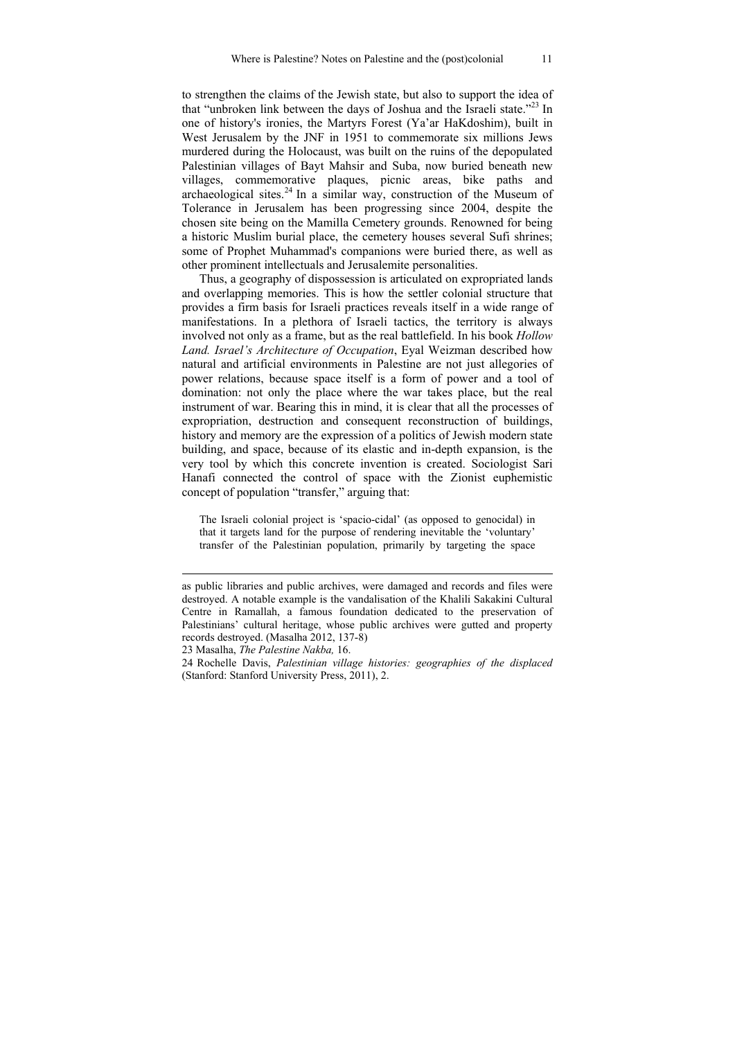to strengthen the claims of the Jewish state, but also to support the idea of that "unbroken link between the days of Joshua and the Israeli state."[23] In one of history's ironies, the Martyrs Forest (Ya'ar HaKdoshim), built in West Jerusalem by the JNF in 1951 to commemorate six millions Jews murdered during the Holocaust, was built on the ruins of the depopulated Palestinian villages of Bayt Mahsir and Suba, now buried beneath new villages, commemorative plaques, picnic areas, bike paths and archaeological sites.[24] In a similar way, construction of the Museum of Tolerance in Jerusalem has been progressing since 2004, despite the chosen site being on the Mamilla Cemetery grounds. Renowned for being a historic Muslim burial place, the cemetery houses several Sufi shrines; some of Prophet Muhammad's companions were buried there, as well as other prominent intellectuals and Jerusalemite personalities.

Thus, a geography of dispossession is articulated on expropriated lands and overlapping memories. This is how the settler colonial structure that provides a firm basis for Israeli practices reveals itself in a wide range of manifestations. In a plethora of Israeli tactics, the territory is always involved not only as a frame, but as the real battlefield. In his book *Hollow Land. Israel's Architecture of Occupation*, Eyal Weizman described how natural and artificial environments in Palestine are not just allegories of power relations, because space itself is a form of power and a tool of domination: not only the place where the war takes place, but the real instrument of war. Bearing this in mind, it is clear that all the processes of expropriation, destruction and consequent reconstruction of buildings, history and memory are the expression of a politics of Jewish modern state building, and space, because of its elastic and in-depth expansion, is the very tool by which this concrete invention is created. Sociologist Sari Hanafi connected the control of space with the Zionist euphemistic concept of population "transfer," arguing that:

> The Israeli colonial project is 'spacio-cidal' (as opposed to genocidal) in that it targets land for the purpose of rendering inevitable the 'voluntary' transfer of the Palestinian population, primarily by targeting the space

---

as public libraries and public archives, were damaged and records and files were destroyed. A notable example is the vandalisation of the Khalili Sakakini Cultural Centre in Ramallah, a famous foundation dedicated to the preservation of Palestinians' cultural heritage, whose public archives were gutted and property records destroyed. (Masalha 2012, 137-8)

23 Masalha, *The Palestine Nakba,* 16.

24 Rochelle Davis, *Palestinian village histories: geographies of the displaced* (Stanford: Stanford University Press, 2011), 2.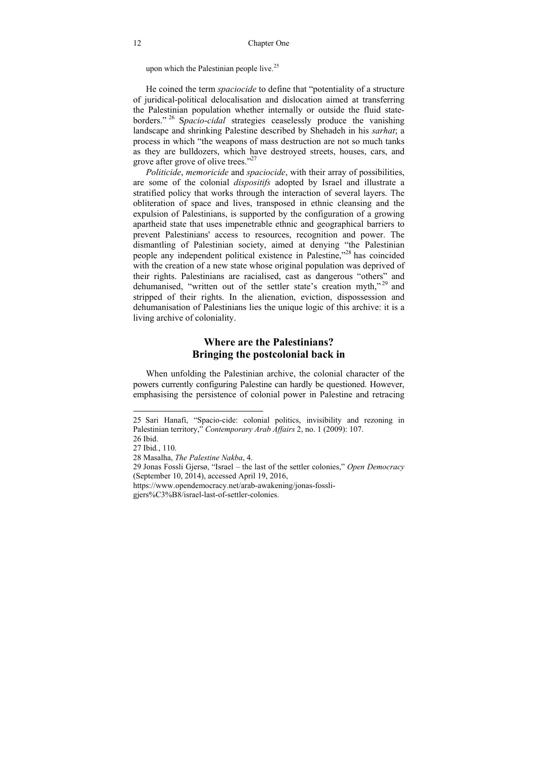upon which the Palestinian people live.[25]

He coined the term *spaciocide* to define that "potentiality of a structure of juridical-political delocalisation and dislocation aimed at transferring the Palestinian population whether internally or outside the fluid state-borders." [26] S*pacio-cidal* strategies ceaselessly produce the vanishing landscape and shrinking Palestine described by Shehadeh in his *sarhat*; a process in which "the weapons of mass destruction are not so much tanks as they are bulldozers, which have destroyed streets, houses, cars, and grove after grove of olive trees."[27]

*Politicide*, *memoricide* and *spaciocide*, with their array of possibilities, are some of the colonial *dispositifs* adopted by Israel and illustrate a stratified policy that works through the interaction of several layers. The obliteration of space and lives, transposed in ethnic cleansing and the expulsion of Palestinians, is supported by the configuration of a growing apartheid state that uses impenetrable ethnic and geographical barriers to prevent Palestinians' access to resources, recognition and power. The dismantling of Palestinian society, aimed at denying "the Palestinian people any independent political existence in Palestine,"[28] has coincided with the creation of a new state whose original population was deprived of their rights. Palestinians are racialised, cast as dangerous "others" and dehumanised, "written out of the settler state's creation myth," [29] and stripped of their rights. In the alienation, eviction, dispossession and dehumanisation of Palestinians lies the unique logic of this archive: it is a living archive of coloniality.

## Where are the Palestinians? Bringing the postcolonial back in

When unfolding the Palestinian archive, the colonial character of the powers currently configuring Palestine can hardly be questioned. However, emphasising the persistence of colonial power in Palestine and retracing

---

25 Sari Hanafi, "Spacio-cide: colonial politics, invisibility and rezoning in Palestinian territory," *Contemporary Arab Affairs* 2, no. 1 (2009): 107.

26 Ibid.

27 Ibid., 110.

28 Masalha, *The Palestine Nakba*, 4.

29 Jonas Fossli Gjersø, "Israel – the last of the settler colonies," *Open Democracy* (September 10, 2014), accessed April 19, 2016, https://www.opendemocracy.net/arab-awakening/jonas-fossli-gjers%C3%B8/israel-last-of-settler-colonies.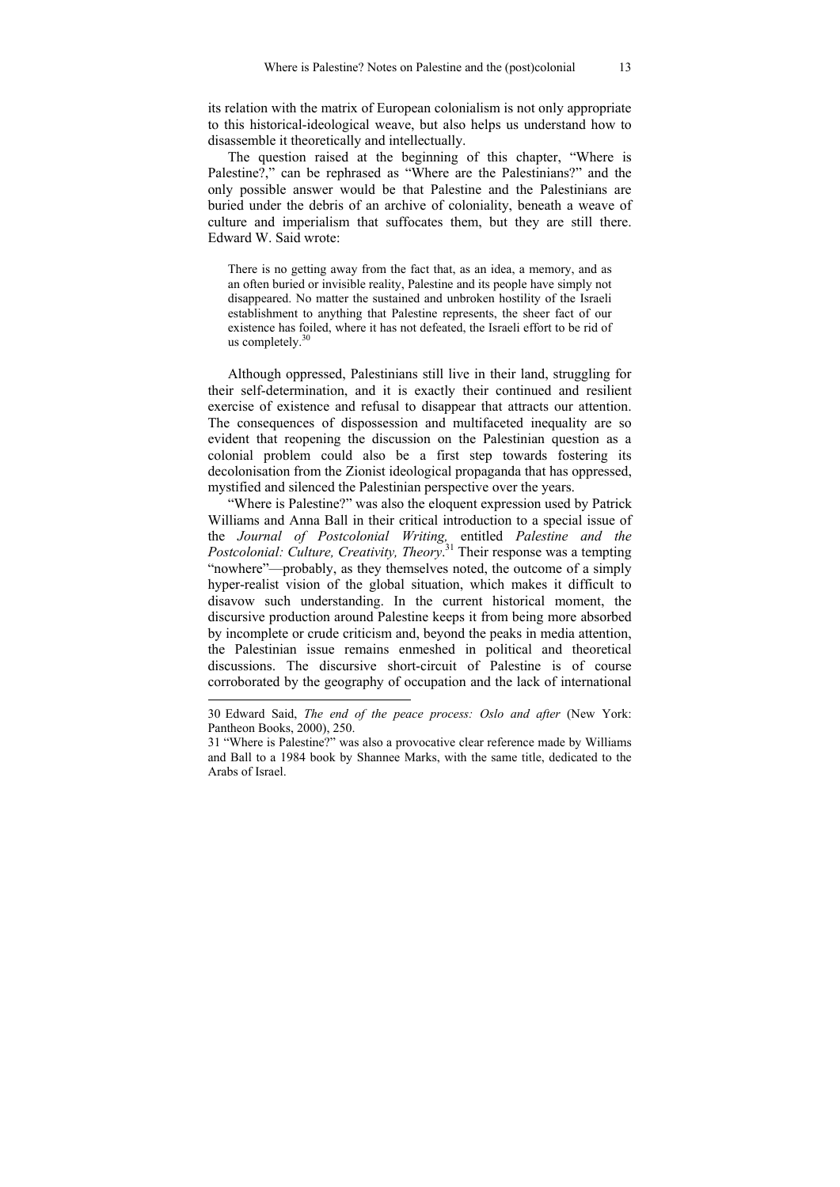its relation with the matrix of European colonialism is not only appropriate to this historical-ideological weave, but also helps us understand how to disassemble it theoretically and intellectually.

The question raised at the beginning of this chapter, "Where is Palestine?," can be rephrased as "Where are the Palestinians?" and the only possible answer would be that Palestine and the Palestinians are buried under the debris of an archive of coloniality, beneath a weave of culture and imperialism that suffocates them, but they are still there. Edward W. Said wrote:

> There is no getting away from the fact that, as an idea, a memory, and as an often buried or invisible reality, Palestine and its people have simply not disappeared. No matter the sustained and unbroken hostility of the Israeli establishment to anything that Palestine represents, the sheer fact of our existence has foiled, where it has not defeated, the Israeli effort to be rid of us completely.[30]

Although oppressed, Palestinians still live in their land, struggling for their self-determination, and it is exactly their continued and resilient exercise of existence and refusal to disappear that attracts our attention. The consequences of dispossession and multifaceted inequality are so evident that reopening the discussion on the Palestinian question as a colonial problem could also be a first step towards fostering its decolonisation from the Zionist ideological propaganda that has oppressed, mystified and silenced the Palestinian perspective over the years.

"Where is Palestine?" was also the eloquent expression used by Patrick Williams and Anna Ball in their critical introduction to a special issue of the *Journal of Postcolonial Writing,* entitled *Palestine and the Postcolonial: Culture, Creativity, Theory*.[31] Their response was a tempting "nowhere"—probably, as they themselves noted, the outcome of a simply hyper-realist vision of the global situation, which makes it difficult to disavow such understanding. In the current historical moment, the discursive production around Palestine keeps it from being more absorbed by incomplete or crude criticism and, beyond the peaks in media attention, the Palestinian issue remains enmeshed in political and theoretical discussions. The discursive short-circuit of Palestine is of course corroborated by the geography of occupation and the lack of international

---

30 Edward Said, *The end of the peace process: Oslo and after* (New York: Pantheon Books, 2000), 250.

31 "Where is Palestine?" was also a provocative clear reference made by Williams and Ball to a 1984 book by Shannee Marks, with the same title, dedicated to the Arabs of Israel.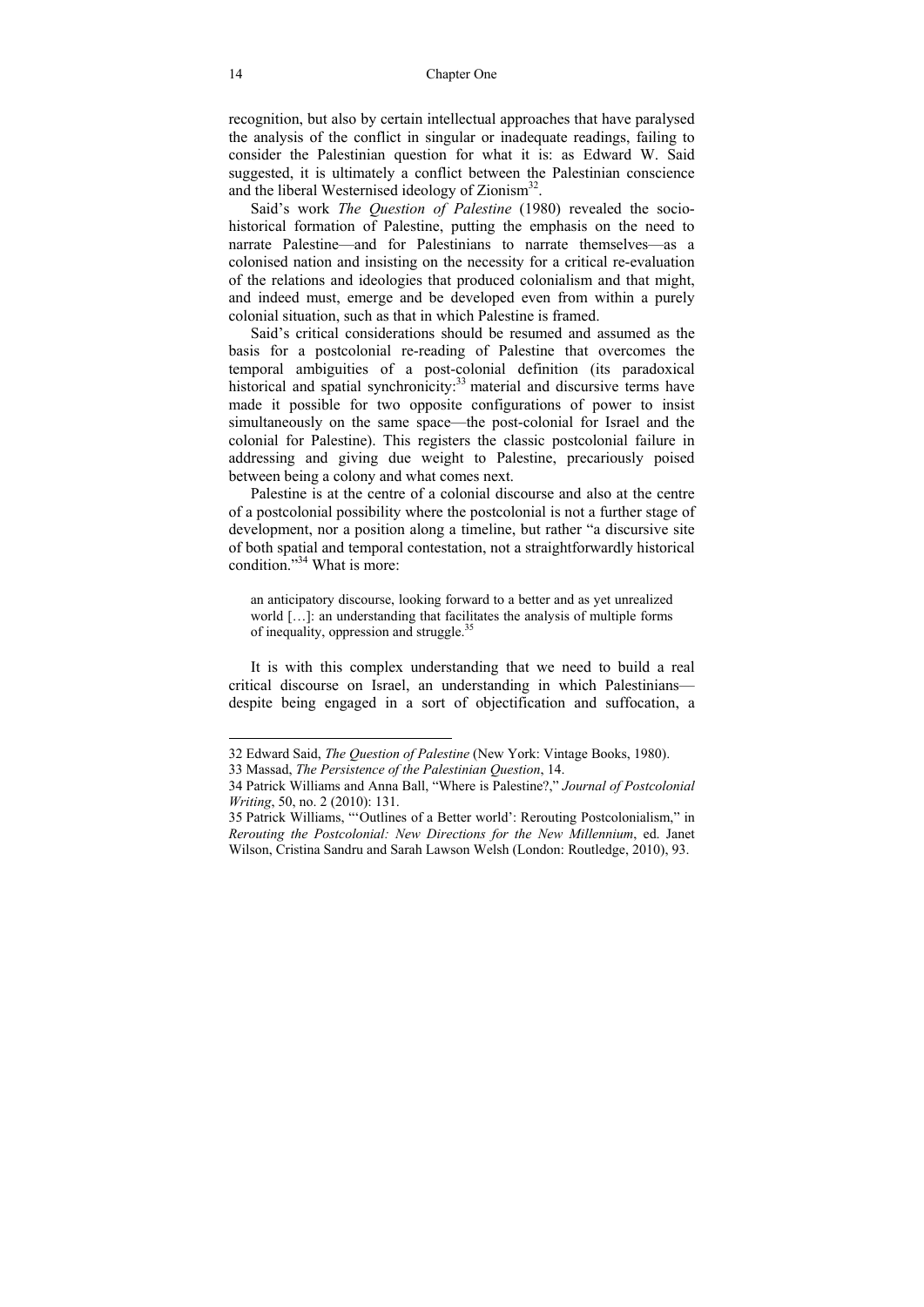recognition, but also by certain intellectual approaches that have paralysed the analysis of the conflict in singular or inadequate readings, failing to consider the Palestinian question for what it is: as Edward W. Said suggested, it is ultimately a conflict between the Palestinian conscience and the liberal Westernised ideology of Zionism[32].

Said's work *The Question of Palestine* (1980) revealed the socio-historical formation of Palestine, putting the emphasis on the need to narrate Palestine—and for Palestinians to narrate themselves—as a colonised nation and insisting on the necessity for a critical re-evaluation of the relations and ideologies that produced colonialism and that might, and indeed must, emerge and be developed even from within a purely colonial situation, such as that in which Palestine is framed.

Said's critical considerations should be resumed and assumed as the basis for a postcolonial re-reading of Palestine that overcomes the temporal ambiguities of a post-colonial definition (its paradoxical historical and spatial synchronicity:[33] material and discursive terms have made it possible for two opposite configurations of power to insist simultaneously on the same space—the post-colonial for Israel and the colonial for Palestine). This registers the classic postcolonial failure in addressing and giving due weight to Palestine, precariously poised between being a colony and what comes next.

Palestine is at the centre of a colonial discourse and also at the centre of a postcolonial possibility where the postcolonial is not a further stage of development, nor a position along a timeline, but rather "a discursive site of both spatial and temporal contestation, not a straightforwardly historical condition."[34] What is more:

> an anticipatory discourse, looking forward to a better and as yet unrealized world […]: an understanding that facilitates the analysis of multiple forms of inequality, oppression and struggle.[35]

It is with this complex understanding that we need to build a real critical discourse on Israel, an understanding in which Palestinians—despite being engaged in a sort of objectification and suffocation, a

---

32 Edward Said, *The Question of Palestine* (New York: Vintage Books, 1980).

33 Massad, *The Persistence of the Palestinian Question*, 14.

34 Patrick Williams and Anna Ball, "Where is Palestine?," *Journal of Postcolonial Writing*, 50, no. 2 (2010): 131.

35 Patrick Williams, "'Outlines of a Better world': Rerouting Postcolonialism," in *Rerouting the Postcolonial: New Directions for the New Millennium*, ed. Janet Wilson, Cristina Sandru and Sarah Lawson Welsh (London: Routledge, 2010), 93.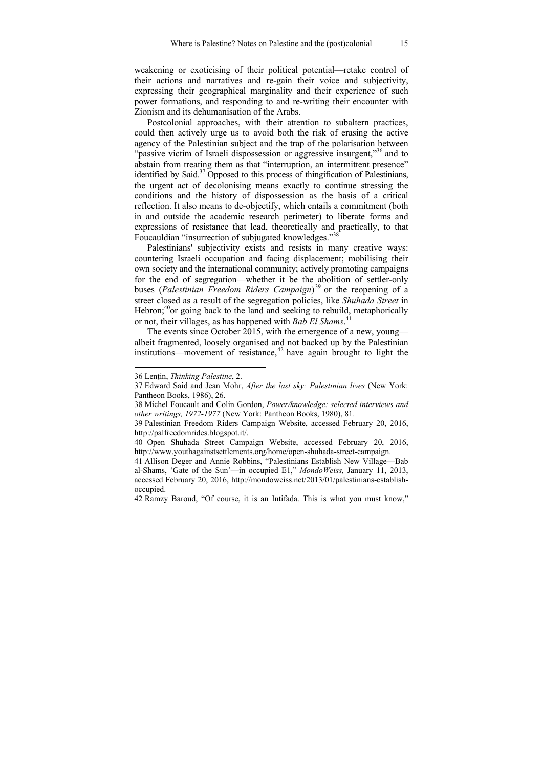weakening or exoticising of their political potential—retake control of their actions and narratives and re-gain their voice and subjectivity, expressing their geographical marginality and their experience of such power formations, and responding to and re-writing their encounter with Zionism and its dehumanisation of the Arabs.

Postcolonial approaches, with their attention to subaltern practices, could then actively urge us to avoid both the risk of erasing the active agency of the Palestinian subject and the trap of the polarisation between "passive victim of Israeli dispossession or aggressive insurgent,"[36] and to abstain from treating them as that "interruption, an intermittent presence" identified by Said.[37] Opposed to this process of thingification of Palestinians, the urgent act of decolonising means exactly to continue stressing the conditions and the history of dispossession as the basis of a critical reflection. It also means to de-objectify, which entails a commitment (both in and outside the academic research perimeter) to liberate forms and expressions of resistance that lead, theoretically and practically, to that Foucauldian "insurrection of subjugated knowledges."[38]

Palestinians' subjectivity exists and resists in many creative ways: countering Israeli occupation and facing displacement; mobilising their own society and the international community; actively promoting campaigns for the end of segregation—whether it be the abolition of settler-only buses (*Palestinian Freedom Riders Campaign*)[39] or the reopening of a street closed as a result of the segregation policies, like *Shuhada Street* in Hebron;[40]or going back to the land and seeking to rebuild, metaphorically or not, their villages, as has happened with *Bab El Shams*.[41]

The events since October 2015, with the emergence of a new, young—albeit fragmented, loosely organised and not backed up by the Palestinian institutions—movement of resistance,[42] have again brought to light the

---

36 Lențin, *Thinking Palestine*, 2.

37 Edward Said and Jean Mohr, *After the last sky: Palestinian lives* (New York: Pantheon Books, 1986), 26.

38 Michel Foucault and Colin Gordon, *Power/knowledge: selected interviews and other writings, 1972-1977* (New York: Pantheon Books, 1980), 81.

39 Palestinian Freedom Riders Campaign Website, accessed February 20, 2016, http://palfreedomrides.blogspot.it/.

40 Open Shuhada Street Campaign Website, accessed February 20, 2016, http://www.youthagainstsettlements.org/home/open-shuhada-street-campaign.

41 Allison Deger and Annie Robbins, "Palestinians Establish New Village—Bab al-Shams, 'Gate of the Sun'—in occupied E1," *MondoWeiss,* January 11, 2013, accessed February 20, 2016, http://mondoweiss.net/2013/01/palestinians-establish-occupied.

42 Ramzy Baroud, "Of course, it is an Intifada. This is what you must know,"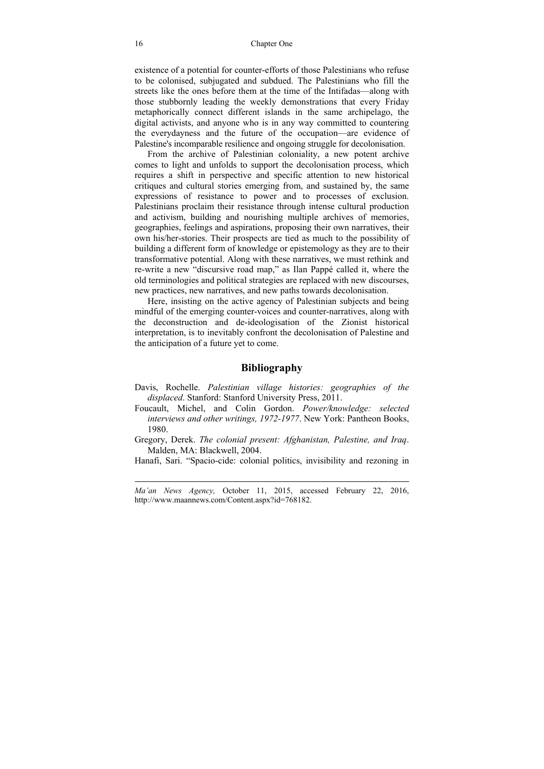existence of a potential for counter-efforts of those Palestinians who refuse to be colonised, subjugated and subdued. The Palestinians who fill the streets like the ones before them at the time of the Intifadas—along with those stubbornly leading the weekly demonstrations that every Friday metaphorically connect different islands in the same archipelago, the digital activists, and anyone who is in any way committed to countering the everydayness and the future of the occupation—are evidence of Palestine's incomparable resilience and ongoing struggle for decolonisation.

From the archive of Palestinian coloniality, a new potent archive comes to light and unfolds to support the decolonisation process, which requires a shift in perspective and specific attention to new historical critiques and cultural stories emerging from, and sustained by, the same expressions of resistance to power and to processes of exclusion. Palestinians proclaim their resistance through intense cultural production and activism, building and nourishing multiple archives of memories, geographies, feelings and aspirations, proposing their own narratives, their own his/her-stories. Their prospects are tied as much to the possibility of building a different form of knowledge or epistemology as they are to their transformative potential. Along with these narratives, we must rethink and re-write a new "discursive road map," as Ilan Pappé called it, where the old terminologies and political strategies are replaced with new discourses, new practices, new narratives, and new paths towards decolonisation.

Here, insisting on the active agency of Palestinian subjects and being mindful of the emerging counter-voices and counter-narratives, along with the deconstruction and de-ideologisation of the Zionist historical interpretation, is to inevitably confront the decolonisation of Palestine and the anticipation of a future yet to come.

## Bibliography

Davis, Rochelle. *Palestinian village histories: geographies of the displaced*. Stanford: Stanford University Press, 2011.

Foucault, Michel, and Colin Gordon. *Power/knowledge: selected interviews and other writings, 1972-1977*. New York: Pantheon Books, 1980.

Gregory, Derek. *The colonial present: Afghanistan, Palestine, and Iraq*. Malden, MA: Blackwell, 2004.

Hanafi, Sari. "Spacio-cide: colonial politics, invisibility and rezoning in

---

*Ma'an News Agency,* October 11, 2015, accessed February 22, 2016, http://www.maannews.com/Content.aspx?id=768182.